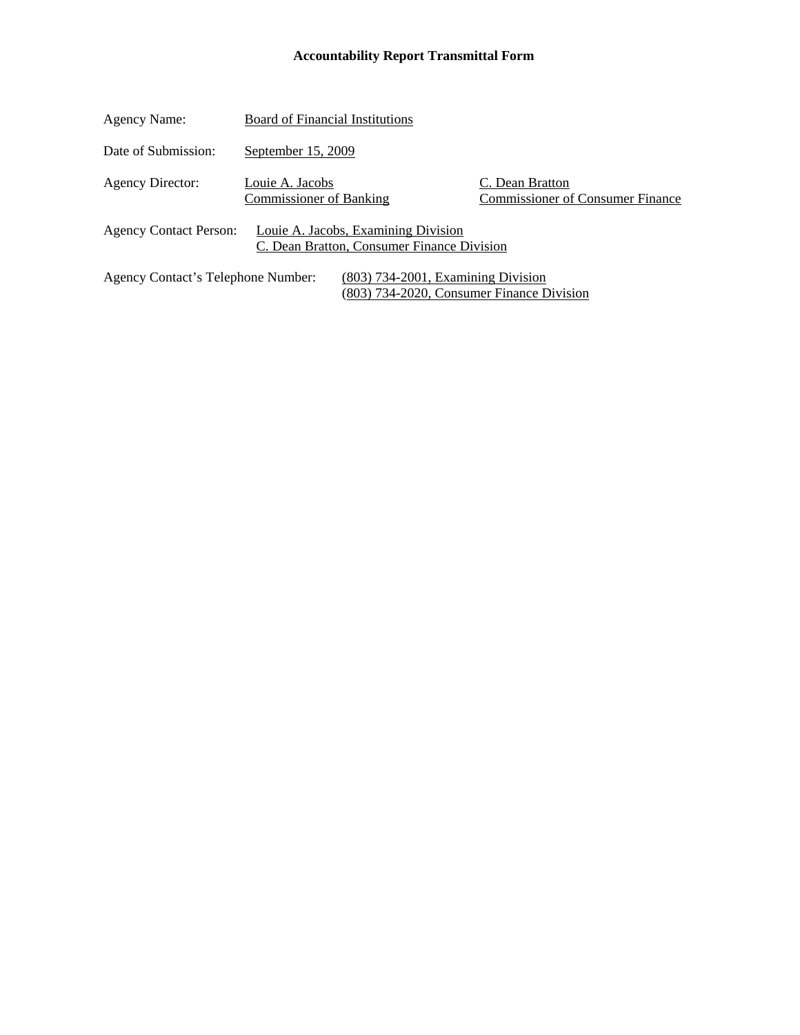# Accountability Report Transmittal Form

Agency Name: Board of Financial Institutions

Date of Submission: September 15, 2009

Agency Director: Louie A. Jacobs, Commissioner of Banking; C. Dean Bratton, Commissioner of Consumer Finance

Agency Contact Person: Louie A. Jacobs, Examining Division; C. Dean Bratton, Consumer Finance Division

Agency Contact's Telephone Number: (803) 734-2001, Examining Division; (803) 734-2020, Consumer Finance Division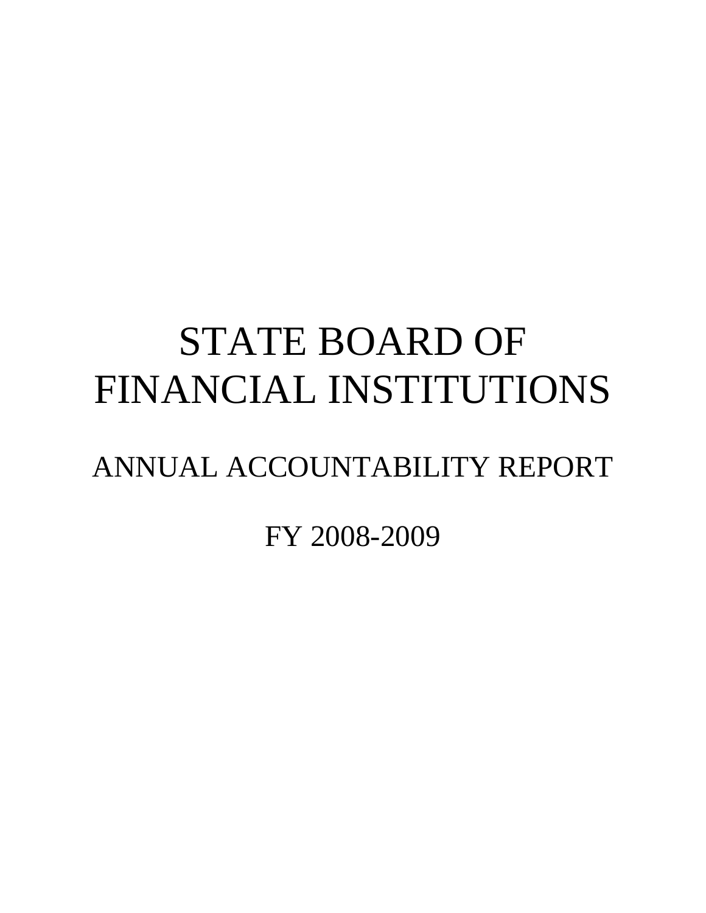# STATE BOARD OF FINANCIAL INSTITUTIONS

## ANNUAL ACCOUNTABILITY REPORT

## FY 2008-2009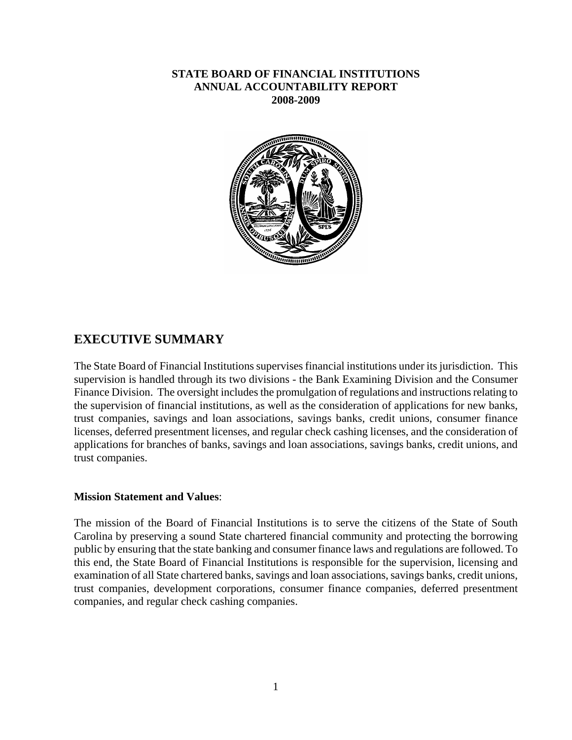**STATE BOARD OF FINANCIAL INSTITUTIONS**
**ANNUAL ACCOUNTABILITY REPORT**
**2008-2009**

## EXECUTIVE SUMMARY

The State Board of Financial Institutions supervises financial institutions under its jurisdiction. This supervision is handled through its two divisions - the Bank Examining Division and the Consumer Finance Division. The oversight includes the promulgation of regulations and instructions relating to the supervision of financial institutions, as well as the consideration of applications for new banks, trust companies, savings and loan associations, savings banks, credit unions, consumer finance licenses, deferred presentment licenses, and regular check cashing licenses, and the consideration of applications for branches of banks, savings and loan associations, savings banks, credit unions, and trust companies.

**Mission Statement and Values**:

The mission of the Board of Financial Institutions is to serve the citizens of the State of South Carolina by preserving a sound State chartered financial community and protecting the borrowing public by ensuring that the state banking and consumer finance laws and regulations are followed. To this end, the State Board of Financial Institutions is responsible for the supervision, licensing and examination of all State chartered banks, savings and loan associations, savings banks, credit unions, trust companies, development corporations, consumer finance companies, deferred presentment companies, and regular check cashing companies.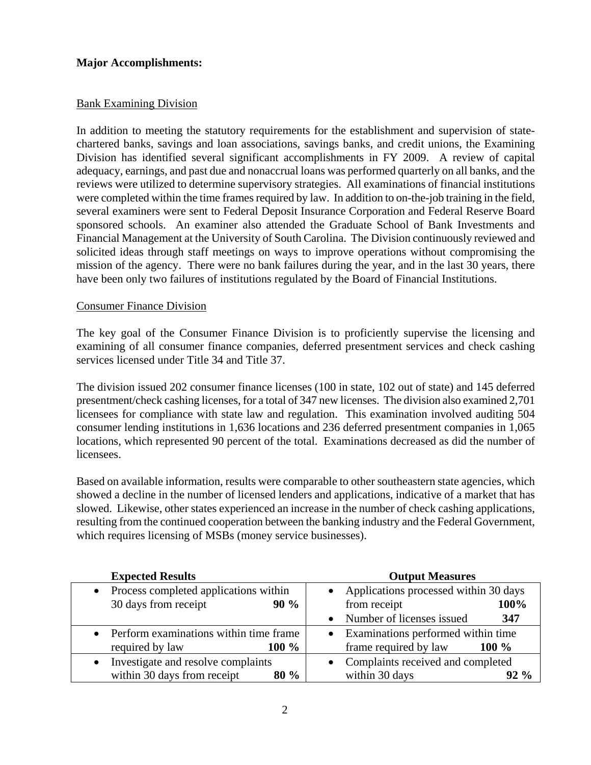**Major Accomplishments:**

Bank Examining Division

In addition to meeting the statutory requirements for the establishment and supervision of state-chartered banks, savings and loan associations, savings banks, and credit unions, the Examining Division has identified several significant accomplishments in FY 2009. A review of capital adequacy, earnings, and past due and nonaccrual loans was performed quarterly on all banks, and the reviews were utilized to determine supervisory strategies. All examinations of financial institutions were completed within the time frames required by law. In addition to on-the-job training in the field, several examiners were sent to Federal Deposit Insurance Corporation and Federal Reserve Board sponsored schools. An examiner also attended the Graduate School of Bank Investments and Financial Management at the University of South Carolina. The Division continuously reviewed and solicited ideas through staff meetings on ways to improve operations without compromising the mission of the agency. There were no bank failures during the year, and in the last 30 years, there have been only two failures of institutions regulated by the Board of Financial Institutions.

Consumer Finance Division

The key goal of the Consumer Finance Division is to proficiently supervise the licensing and examining of all consumer finance companies, deferred presentment services and check cashing services licensed under Title 34 and Title 37.

The division issued 202 consumer finance licenses (100 in state, 102 out of state) and 145 deferred presentment/check cashing licenses, for a total of 347 new licenses. The division also examined 2,701 licensees for compliance with state law and regulation. This examination involved auditing 504 consumer lending institutions in 1,636 locations and 236 deferred presentment companies in 1,065 locations, which represented 90 percent of the total. Examinations decreased as did the number of licensees.

Based on available information, results were comparable to other southeastern state agencies, which showed a decline in the number of licensed lenders and applications, indicative of a market that has slowed. Likewise, other states experienced an increase in the number of check cashing applications, resulting from the continued cooperation between the banking industry and the Federal Government, which requires licensing of MSBs (money service businesses).

| Expected Results | Output Measures |
|---|---|
| • Process completed applications within 30 days from receipt **90 %** | • Applications processed within 30 days from receipt **100%**<br>• Number of licenses issued **347** |
| • Perform examinations within time frame required by law **100 %** | • Examinations performed within time frame required by law **100 %** |
| • Investigate and resolve complaints within 30 days from receipt **80 %** | • Complaints received and completed within 30 days **92 %** |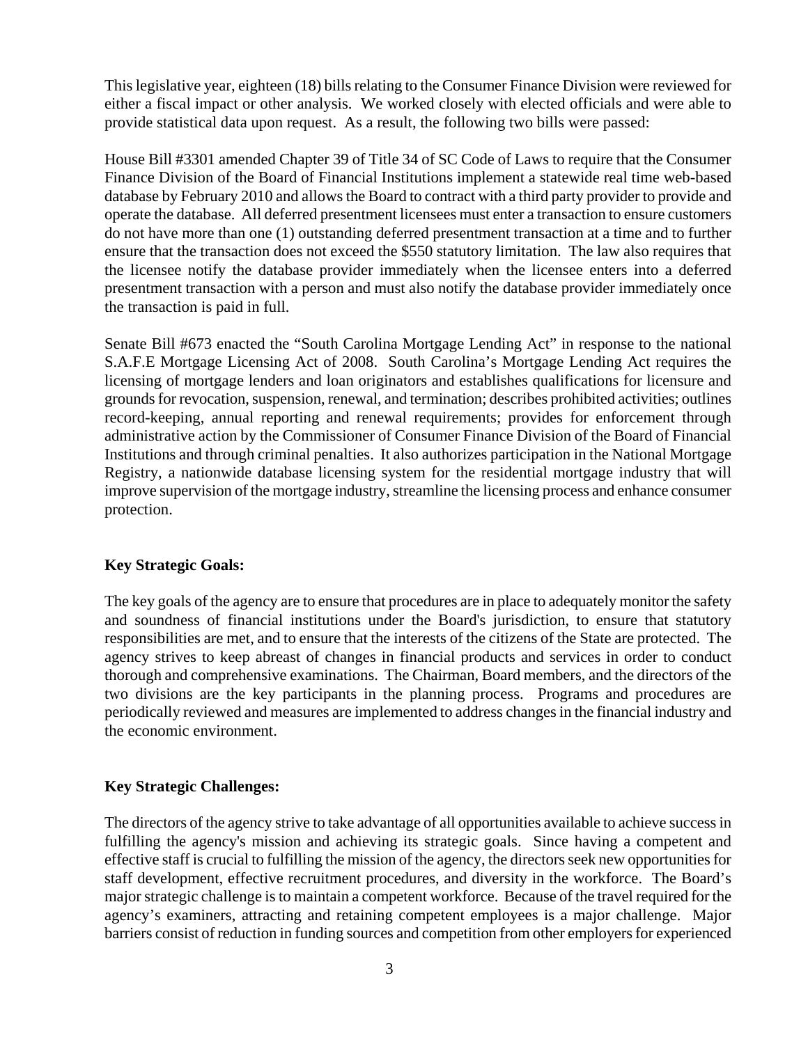This legislative year, eighteen (18) bills relating to the Consumer Finance Division were reviewed for either a fiscal impact or other analysis. We worked closely with elected officials and were able to provide statistical data upon request. As a result, the following two bills were passed:

House Bill #3301 amended Chapter 39 of Title 34 of SC Code of Laws to require that the Consumer Finance Division of the Board of Financial Institutions implement a statewide real time web-based database by February 2010 and allows the Board to contract with a third party provider to provide and operate the database. All deferred presentment licensees must enter a transaction to ensure customers do not have more than one (1) outstanding deferred presentment transaction at a time and to further ensure that the transaction does not exceed the $550 statutory limitation. The law also requires that the licensee notify the database provider immediately when the licensee enters into a deferred presentment transaction with a person and must also notify the database provider immediately once the transaction is paid in full.

Senate Bill #673 enacted the "South Carolina Mortgage Lending Act" in response to the national S.A.F.E Mortgage Licensing Act of 2008. South Carolina's Mortgage Lending Act requires the licensing of mortgage lenders and loan originators and establishes qualifications for licensure and grounds for revocation, suspension, renewal, and termination; describes prohibited activities; outlines record-keeping, annual reporting and renewal requirements; provides for enforcement through administrative action by the Commissioner of Consumer Finance Division of the Board of Financial Institutions and through criminal penalties. It also authorizes participation in the National Mortgage Registry, a nationwide database licensing system for the residential mortgage industry that will improve supervision of the mortgage industry, streamline the licensing process and enhance consumer protection.

**Key Strategic Goals:**

The key goals of the agency are to ensure that procedures are in place to adequately monitor the safety and soundness of financial institutions under the Board's jurisdiction, to ensure that statutory responsibilities are met, and to ensure that the interests of the citizens of the State are protected. The agency strives to keep abreast of changes in financial products and services in order to conduct thorough and comprehensive examinations. The Chairman, Board members, and the directors of the two divisions are the key participants in the planning process. Programs and procedures are periodically reviewed and measures are implemented to address changes in the financial industry and the economic environment.

**Key Strategic Challenges:**

The directors of the agency strive to take advantage of all opportunities available to achieve success in fulfilling the agency's mission and achieving its strategic goals. Since having a competent and effective staff is crucial to fulfilling the mission of the agency, the directors seek new opportunities for staff development, effective recruitment procedures, and diversity in the workforce. The Board's major strategic challenge is to maintain a competent workforce. Because of the travel required for the agency's examiners, attracting and retaining competent employees is a major challenge. Major barriers consist of reduction in funding sources and competition from other employers for experienced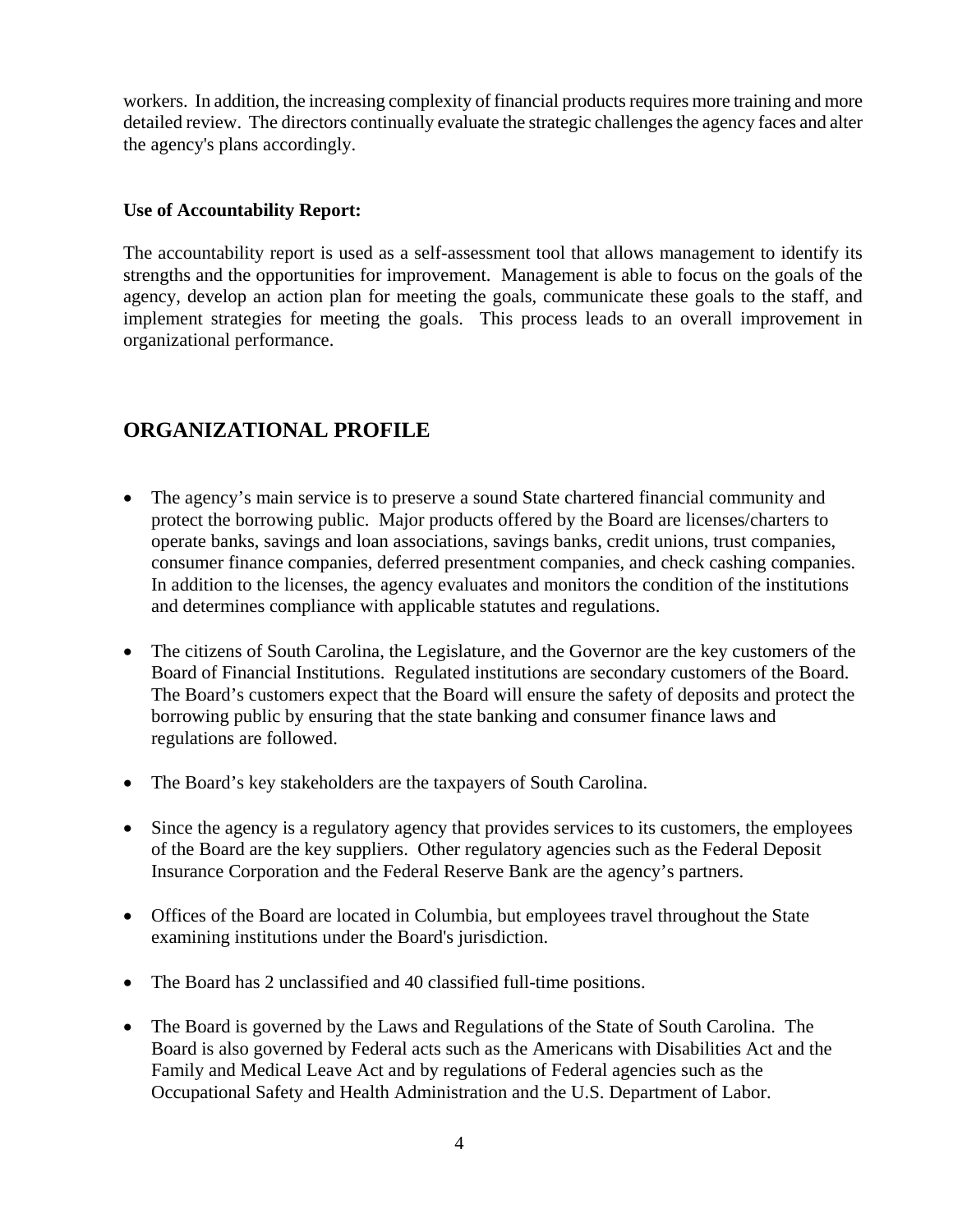workers. In addition, the increasing complexity of financial products requires more training and more detailed review. The directors continually evaluate the strategic challenges the agency faces and alter the agency's plans accordingly.

**Use of Accountability Report:**

The accountability report is used as a self-assessment tool that allows management to identify its strengths and the opportunities for improvement. Management is able to focus on the goals of the agency, develop an action plan for meeting the goals, communicate these goals to the staff, and implement strategies for meeting the goals. This process leads to an overall improvement in organizational performance.

## ORGANIZATIONAL PROFILE

- The agency's main service is to preserve a sound State chartered financial community and protect the borrowing public. Major products offered by the Board are licenses/charters to operate banks, savings and loan associations, savings banks, credit unions, trust companies, consumer finance companies, deferred presentment companies, and check cashing companies. In addition to the licenses, the agency evaluates and monitors the condition of the institutions and determines compliance with applicable statutes and regulations.
- The citizens of South Carolina, the Legislature, and the Governor are the key customers of the Board of Financial Institutions. Regulated institutions are secondary customers of the Board. The Board's customers expect that the Board will ensure the safety of deposits and protect the borrowing public by ensuring that the state banking and consumer finance laws and regulations are followed.
- The Board's key stakeholders are the taxpayers of South Carolina.
- Since the agency is a regulatory agency that provides services to its customers, the employees of the Board are the key suppliers. Other regulatory agencies such as the Federal Deposit Insurance Corporation and the Federal Reserve Bank are the agency's partners.
- Offices of the Board are located in Columbia, but employees travel throughout the State examining institutions under the Board's jurisdiction.
- The Board has 2 unclassified and 40 classified full-time positions.
- The Board is governed by the Laws and Regulations of the State of South Carolina. The Board is also governed by Federal acts such as the Americans with Disabilities Act and the Family and Medical Leave Act and by regulations of Federal agencies such as the Occupational Safety and Health Administration and the U.S. Department of Labor.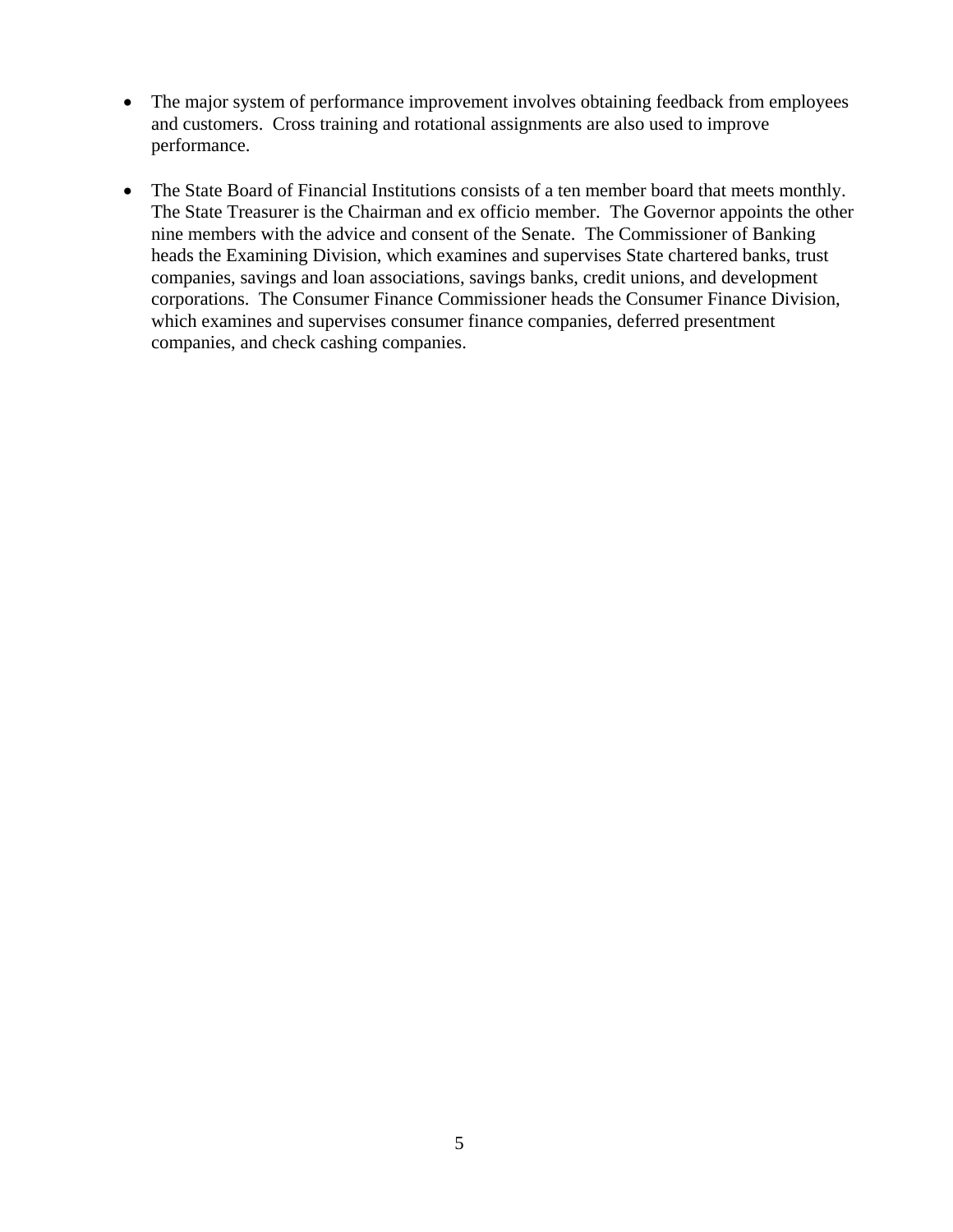- The major system of performance improvement involves obtaining feedback from employees and customers. Cross training and rotational assignments are also used to improve performance.

- The State Board of Financial Institutions consists of a ten member board that meets monthly. The State Treasurer is the Chairman and ex officio member. The Governor appoints the other nine members with the advice and consent of the Senate. The Commissioner of Banking heads the Examining Division, which examines and supervises State chartered banks, trust companies, savings and loan associations, savings banks, credit unions, and development corporations. The Consumer Finance Commissioner heads the Consumer Finance Division, which examines and supervises consumer finance companies, deferred presentment companies, and check cashing companies.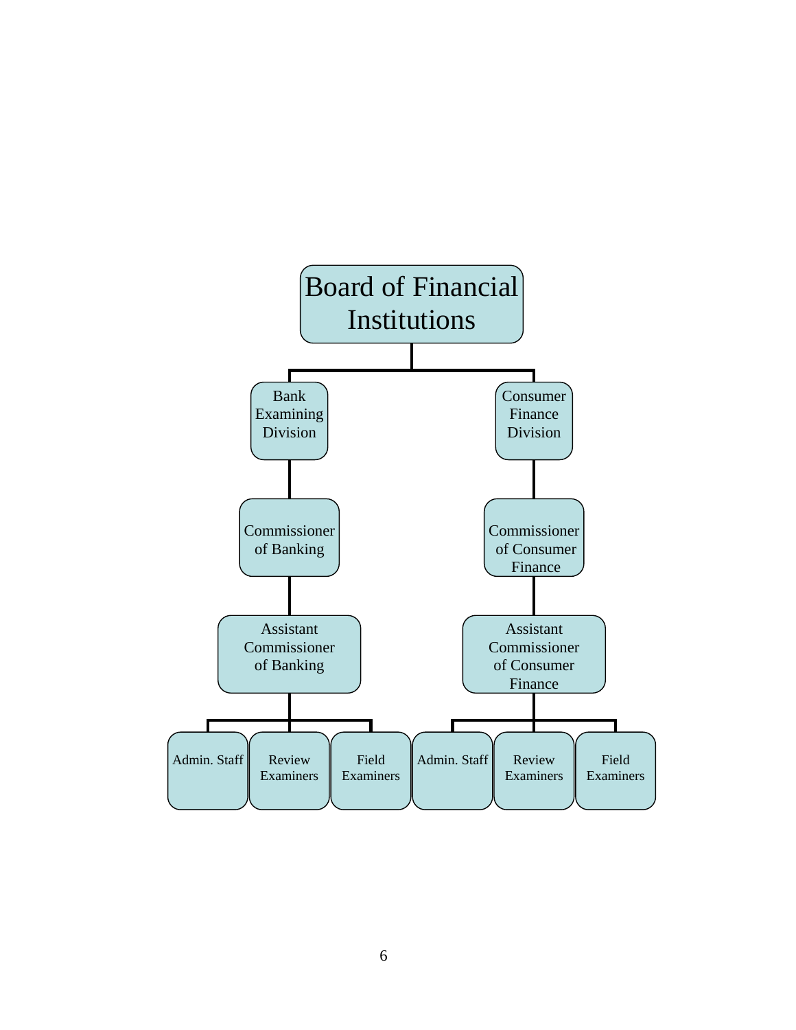- **Board of Financial Institutions**
  - **Bank Examining Division**
    - Commissioner of Banking
      - Assistant Commissioner of Banking
        - Admin. Staff
        - Review Examiners
        - Field Examiners
  - **Consumer Finance Division**
    - Commissioner of Consumer Finance
      - Assistant Commissioner of Consumer Finance
        - Admin. Staff
        - Review Examiners
        - Field Examiners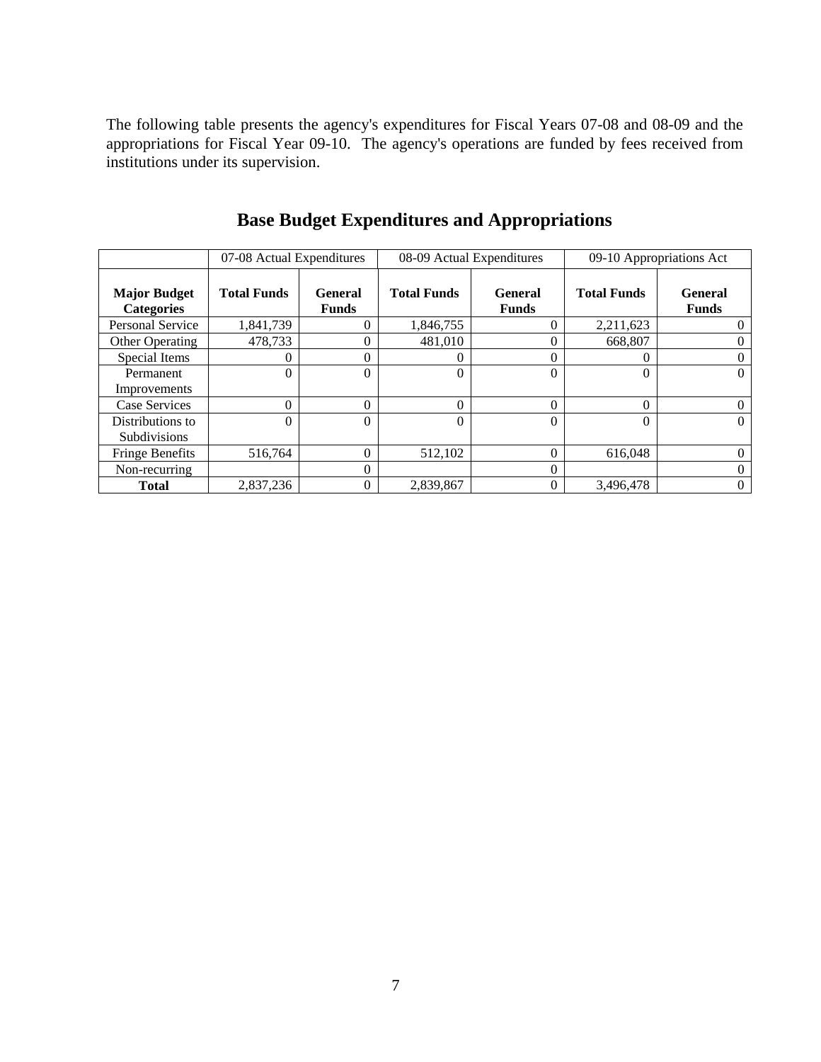The following table presents the agency's expenditures for Fiscal Years 07-08 and 08-09 and the appropriations for Fiscal Year 09-10. The agency's operations are funded by fees received from institutions under its supervision.

## Base Budget Expenditures and Appropriations

| | 07-08 Actual Expenditures | | 08-09 Actual Expenditures | | 09-10 Appropriations Act | |
|---|---|---|---|---|---|---|
| **Major Budget Categories** | **Total Funds** | **General Funds** | **Total Funds** | **General Funds** | **Total Funds** | **General Funds** |
| Personal Service | 1,841,739 | 0 | 1,846,755 | 0 | 2,211,623 | 0 |
| Other Operating | 478,733 | 0 | 481,010 | 0 | 668,807 | 0 |
| Special Items | 0 | 0 | 0 | 0 | 0 | 0 |
| Permanent Improvements | 0 | 0 | 0 | 0 | 0 | 0 |
| Case Services | 0 | 0 | 0 | 0 | 0 | 0 |
| Distributions to Subdivisions | 0 | 0 | 0 | 0 | 0 | 0 |
| Fringe Benefits | 516,764 | 0 | 512,102 | 0 | 616,048 | 0 |
| Non-recurring | | 0 | | 0 | | 0 |
| **Total** | 2,837,236 | 0 | 2,839,867 | 0 | 3,496,478 | 0 |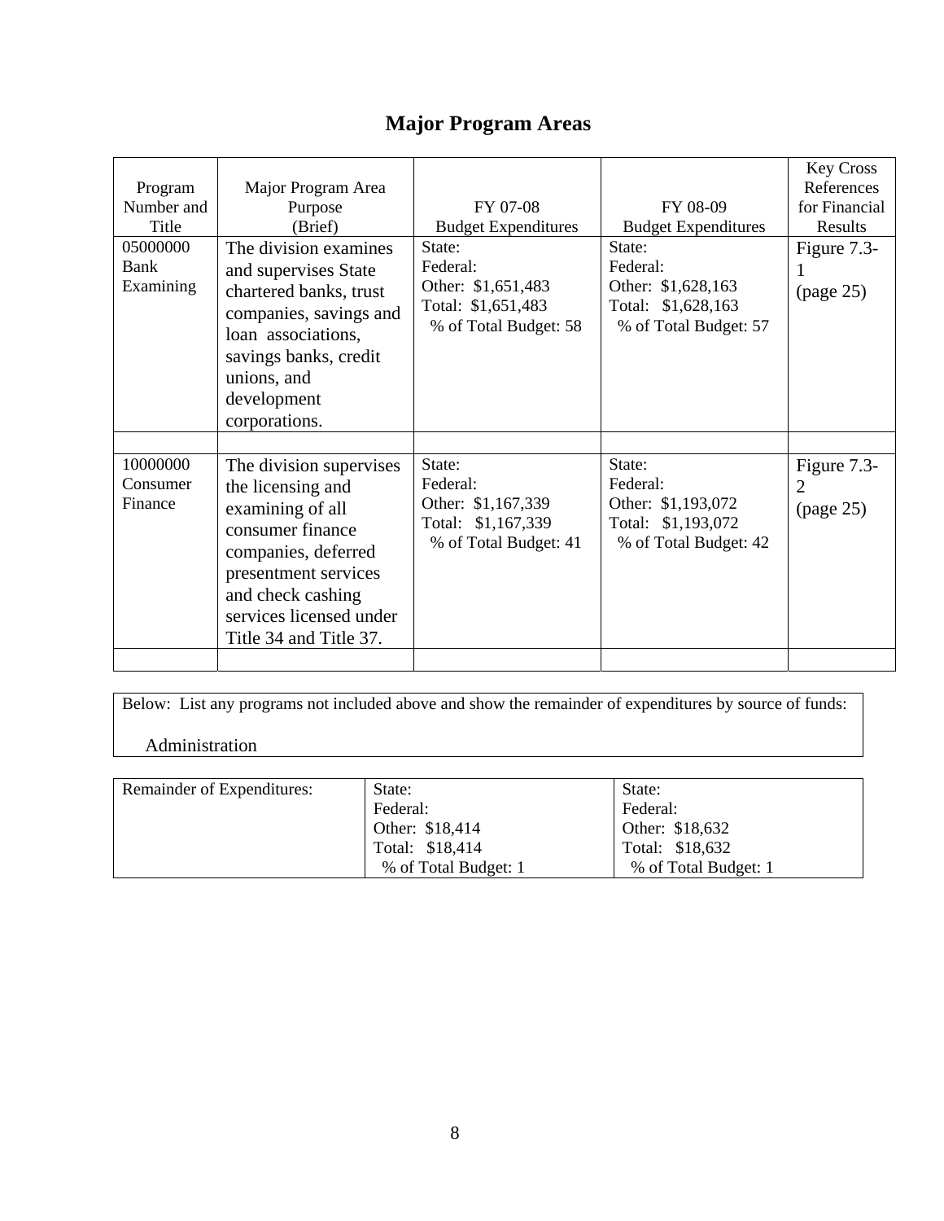# Major Program Areas

| Program Number and Title | Major Program Area Purpose (Brief) | FY 07-08 Budget Expenditures | FY 08-09 Budget Expenditures | Key Cross References for Financial Results |
|---|---|---|---|---|
| 05000000 Bank Examining | The division examines and supervises State chartered banks, trust companies, savings and loan associations, savings banks, credit unions, and development corporations. | State:<br>Federal:<br>Other: $1,651,483<br>Total: $1,651,483<br>% of Total Budget: 58 | State:<br>Federal:<br>Other: $1,628,163<br>Total: $1,628,163<br>% of Total Budget: 57 | Figure 7.3-1 (page 25) |
| | | | | |
| 10000000 Consumer Finance | The division supervises the licensing and examining of all consumer finance companies, deferred presentment services and check cashing services licensed under Title 34 and Title 37. | State:<br>Federal:<br>Other: $1,167,339<br>Total: $1,167,339<br>% of Total Budget: 41 | State:<br>Federal:<br>Other: $1,193,072<br>Total: $1,193,072<br>% of Total Budget: 42 | Figure 7.3-2 (page 25) |
| | | | | |

Below: List any programs not included above and show the remainder of expenditures by source of funds:

Administration

| Remainder of Expenditures: | State:<br>Federal:<br>Other: $18,414<br>Total: $18,414<br>% of Total Budget: 1 | State:<br>Federal:<br>Other: $18,632<br>Total: $18,632<br>% of Total Budget: 1 |
|---|---|---|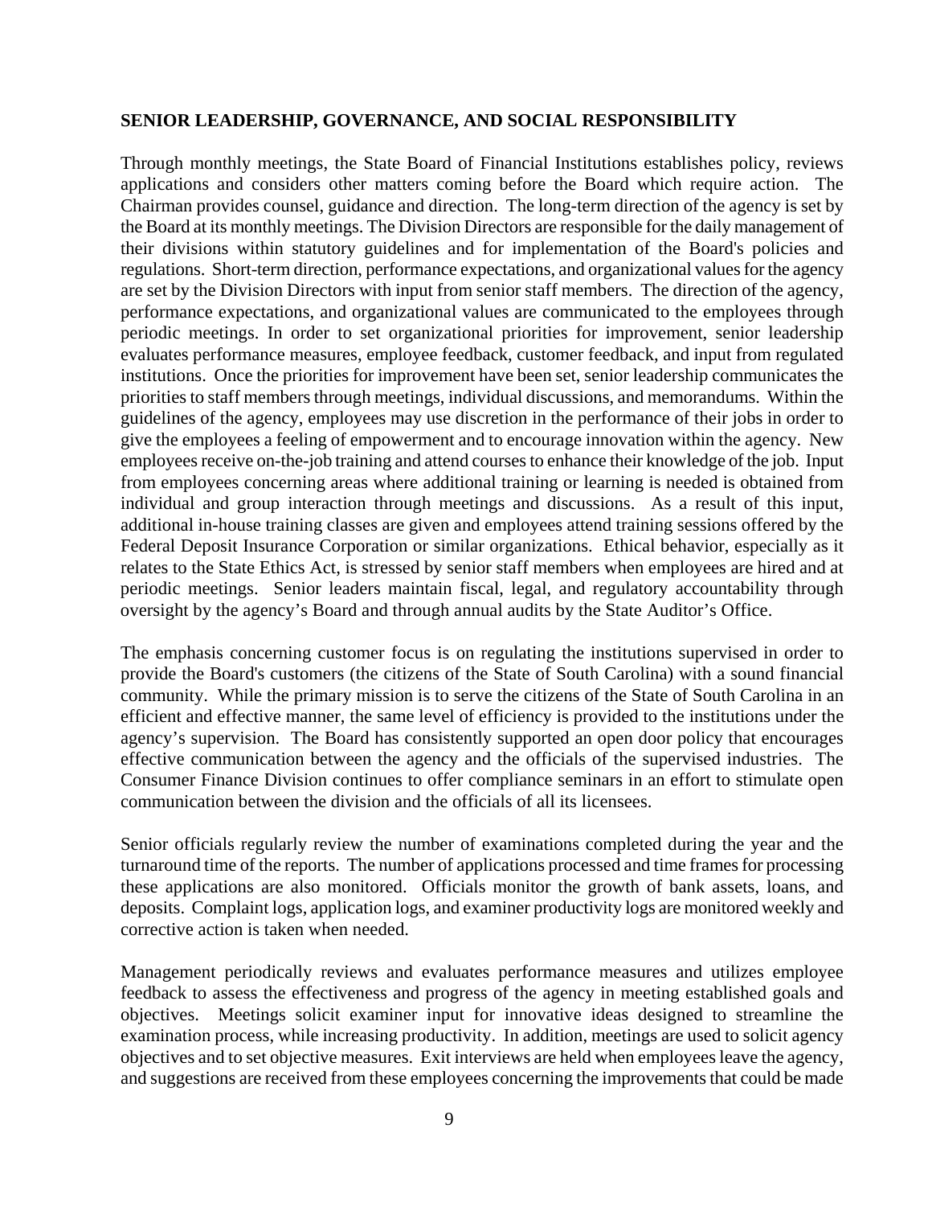**SENIOR LEADERSHIP, GOVERNANCE, AND SOCIAL RESPONSIBILITY**

Through monthly meetings, the State Board of Financial Institutions establishes policy, reviews applications and considers other matters coming before the Board which require action. The Chairman provides counsel, guidance and direction. The long-term direction of the agency is set by the Board at its monthly meetings. The Division Directors are responsible for the daily management of their divisions within statutory guidelines and for implementation of the Board's policies and regulations. Short-term direction, performance expectations, and organizational values for the agency are set by the Division Directors with input from senior staff members. The direction of the agency, performance expectations, and organizational values are communicated to the employees through periodic meetings. In order to set organizational priorities for improvement, senior leadership evaluates performance measures, employee feedback, customer feedback, and input from regulated institutions. Once the priorities for improvement have been set, senior leadership communicates the priorities to staff members through meetings, individual discussions, and memorandums. Within the guidelines of the agency, employees may use discretion in the performance of their jobs in order to give the employees a feeling of empowerment and to encourage innovation within the agency. New employees receive on-the-job training and attend courses to enhance their knowledge of the job. Input from employees concerning areas where additional training or learning is needed is obtained from individual and group interaction through meetings and discussions. As a result of this input, additional in-house training classes are given and employees attend training sessions offered by the Federal Deposit Insurance Corporation or similar organizations. Ethical behavior, especially as it relates to the State Ethics Act, is stressed by senior staff members when employees are hired and at periodic meetings. Senior leaders maintain fiscal, legal, and regulatory accountability through oversight by the agency's Board and through annual audits by the State Auditor's Office.

The emphasis concerning customer focus is on regulating the institutions supervised in order to provide the Board's customers (the citizens of the State of South Carolina) with a sound financial community. While the primary mission is to serve the citizens of the State of South Carolina in an efficient and effective manner, the same level of efficiency is provided to the institutions under the agency's supervision. The Board has consistently supported an open door policy that encourages effective communication between the agency and the officials of the supervised industries. The Consumer Finance Division continues to offer compliance seminars in an effort to stimulate open communication between the division and the officials of all its licensees.

Senior officials regularly review the number of examinations completed during the year and the turnaround time of the reports. The number of applications processed and time frames for processing these applications are also monitored. Officials monitor the growth of bank assets, loans, and deposits. Complaint logs, application logs, and examiner productivity logs are monitored weekly and corrective action is taken when needed.

Management periodically reviews and evaluates performance measures and utilizes employee feedback to assess the effectiveness and progress of the agency in meeting established goals and objectives. Meetings solicit examiner input for innovative ideas designed to streamline the examination process, while increasing productivity. In addition, meetings are used to solicit agency objectives and to set objective measures. Exit interviews are held when employees leave the agency, and suggestions are received from these employees concerning the improvements that could be made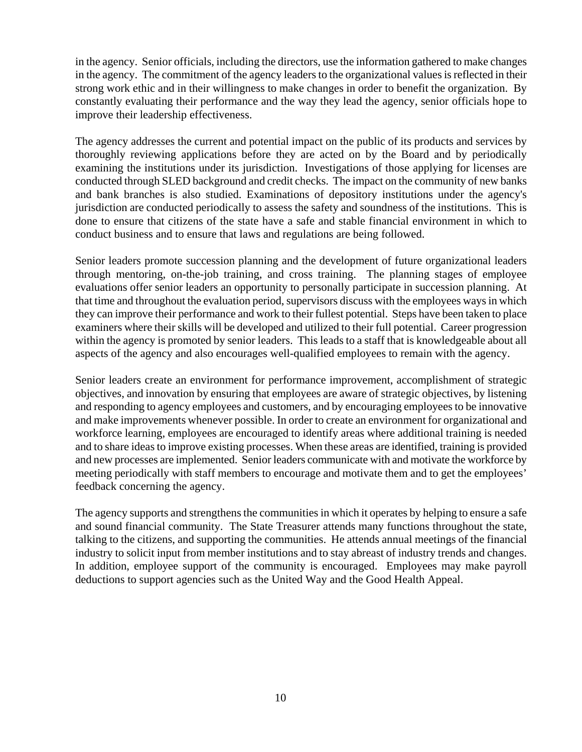in the agency. Senior officials, including the directors, use the information gathered to make changes in the agency. The commitment of the agency leaders to the organizational values is reflected in their strong work ethic and in their willingness to make changes in order to benefit the organization. By constantly evaluating their performance and the way they lead the agency, senior officials hope to improve their leadership effectiveness.

The agency addresses the current and potential impact on the public of its products and services by thoroughly reviewing applications before they are acted on by the Board and by periodically examining the institutions under its jurisdiction. Investigations of those applying for licenses are conducted through SLED background and credit checks. The impact on the community of new banks and bank branches is also studied. Examinations of depository institutions under the agency's jurisdiction are conducted periodically to assess the safety and soundness of the institutions. This is done to ensure that citizens of the state have a safe and stable financial environment in which to conduct business and to ensure that laws and regulations are being followed.

Senior leaders promote succession planning and the development of future organizational leaders through mentoring, on-the-job training, and cross training. The planning stages of employee evaluations offer senior leaders an opportunity to personally participate in succession planning. At that time and throughout the evaluation period, supervisors discuss with the employees ways in which they can improve their performance and work to their fullest potential. Steps have been taken to place examiners where their skills will be developed and utilized to their full potential. Career progression within the agency is promoted by senior leaders. This leads to a staff that is knowledgeable about all aspects of the agency and also encourages well-qualified employees to remain with the agency.

Senior leaders create an environment for performance improvement, accomplishment of strategic objectives, and innovation by ensuring that employees are aware of strategic objectives, by listening and responding to agency employees and customers, and by encouraging employees to be innovative and make improvements whenever possible. In order to create an environment for organizational and workforce learning, employees are encouraged to identify areas where additional training is needed and to share ideas to improve existing processes. When these areas are identified, training is provided and new processes are implemented. Senior leaders communicate with and motivate the workforce by meeting periodically with staff members to encourage and motivate them and to get the employees' feedback concerning the agency.

The agency supports and strengthens the communities in which it operates by helping to ensure a safe and sound financial community. The State Treasurer attends many functions throughout the state, talking to the citizens, and supporting the communities. He attends annual meetings of the financial industry to solicit input from member institutions and to stay abreast of industry trends and changes. In addition, employee support of the community is encouraged. Employees may make payroll deductions to support agencies such as the United Way and the Good Health Appeal.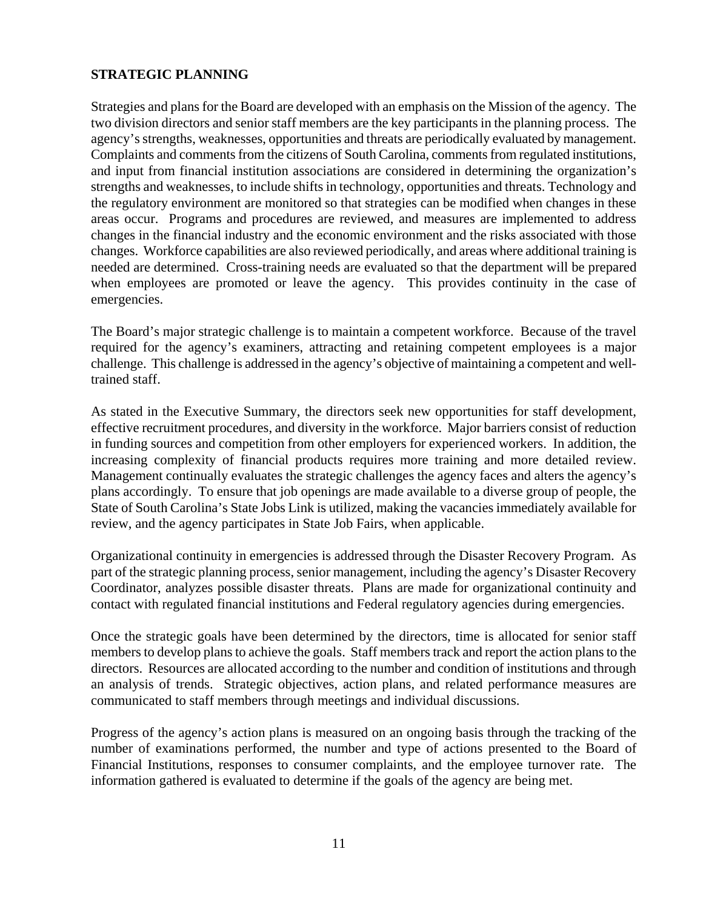**STRATEGIC PLANNING**

Strategies and plans for the Board are developed with an emphasis on the Mission of the agency. The two division directors and senior staff members are the key participants in the planning process. The agency's strengths, weaknesses, opportunities and threats are periodically evaluated by management. Complaints and comments from the citizens of South Carolina, comments from regulated institutions, and input from financial institution associations are considered in determining the organization's strengths and weaknesses, to include shifts in technology, opportunities and threats. Technology and the regulatory environment are monitored so that strategies can be modified when changes in these areas occur. Programs and procedures are reviewed, and measures are implemented to address changes in the financial industry and the economic environment and the risks associated with those changes. Workforce capabilities are also reviewed periodically, and areas where additional training is needed are determined. Cross-training needs are evaluated so that the department will be prepared when employees are promoted or leave the agency. This provides continuity in the case of emergencies.

The Board's major strategic challenge is to maintain a competent workforce. Because of the travel required for the agency's examiners, attracting and retaining competent employees is a major challenge. This challenge is addressed in the agency's objective of maintaining a competent and well-trained staff.

As stated in the Executive Summary, the directors seek new opportunities for staff development, effective recruitment procedures, and diversity in the workforce. Major barriers consist of reduction in funding sources and competition from other employers for experienced workers. In addition, the increasing complexity of financial products requires more training and more detailed review. Management continually evaluates the strategic challenges the agency faces and alters the agency's plans accordingly. To ensure that job openings are made available to a diverse group of people, the State of South Carolina's State Jobs Link is utilized, making the vacancies immediately available for review, and the agency participates in State Job Fairs, when applicable.

Organizational continuity in emergencies is addressed through the Disaster Recovery Program. As part of the strategic planning process, senior management, including the agency's Disaster Recovery Coordinator, analyzes possible disaster threats. Plans are made for organizational continuity and contact with regulated financial institutions and Federal regulatory agencies during emergencies.

Once the strategic goals have been determined by the directors, time is allocated for senior staff members to develop plans to achieve the goals. Staff members track and report the action plans to the directors. Resources are allocated according to the number and condition of institutions and through an analysis of trends. Strategic objectives, action plans, and related performance measures are communicated to staff members through meetings and individual discussions.

Progress of the agency's action plans is measured on an ongoing basis through the tracking of the number of examinations performed, the number and type of actions presented to the Board of Financial Institutions, responses to consumer complaints, and the employee turnover rate. The information gathered is evaluated to determine if the goals of the agency are being met.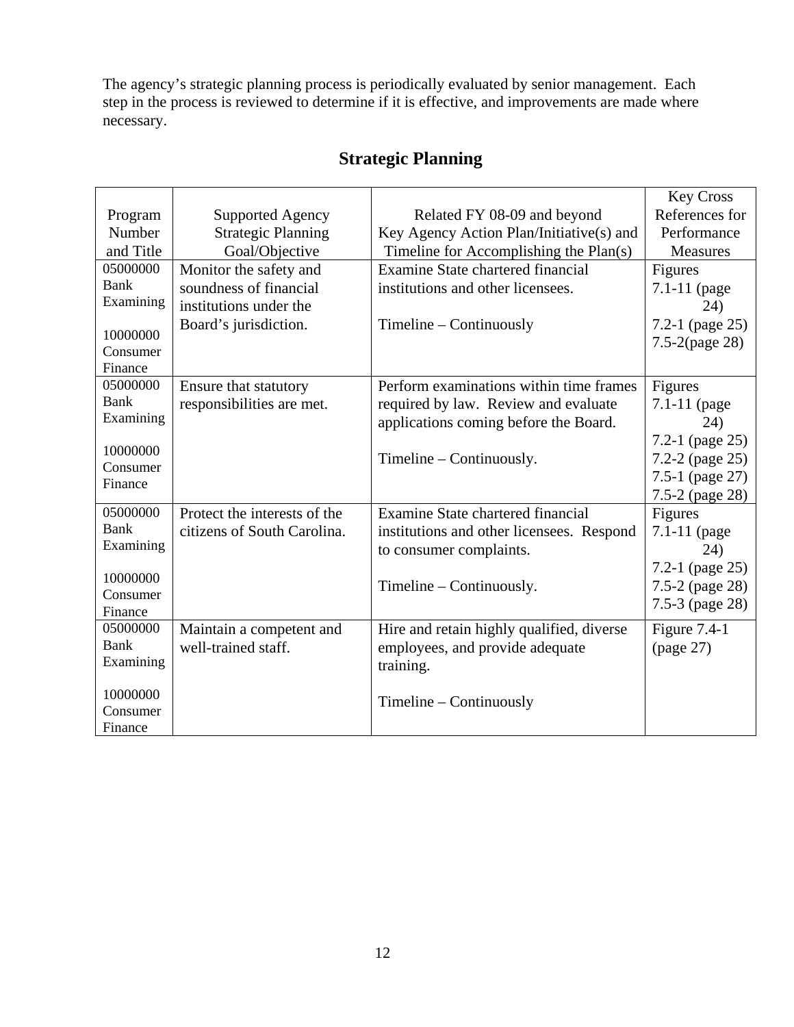The agency's strategic planning process is periodically evaluated by senior management. Each step in the process is reviewed to determine if it is effective, and improvements are made where necessary.

## Strategic Planning

| Program Number and Title | Supported Agency Strategic Planning Goal/Objective | Related FY 08-09 and beyond Key Agency Action Plan/Initiative(s) and Timeline for Accomplishing the Plan(s) | Key Cross References for Performance Measures |
|---|---|---|---|
| 05000000 Bank Examining<br><br>10000000 Consumer Finance | Monitor the safety and soundness of financial institutions under the Board's jurisdiction. | Examine State chartered financial institutions and other licensees.<br><br>Timeline – Continuously | Figures<br>7.1-11 (page 24)<br>7.2-1 (page 25)<br>7.5-2(page 28) |
| 05000000 Bank Examining<br><br>10000000 Consumer Finance | Ensure that statutory responsibilities are met. | Perform examinations within time frames required by law. Review and evaluate applications coming before the Board.<br><br>Timeline – Continuously. | Figures<br>7.1-11 (page 24)<br>7.2-1 (page 25)<br>7.2-2 (page 25)<br>7.5-1 (page 27)<br>7.5-2 (page 28) |
| 05000000 Bank Examining<br><br>10000000 Consumer Finance | Protect the interests of the citizens of South Carolina. | Examine State chartered financial institutions and other licensees. Respond to consumer complaints.<br><br>Timeline – Continuously. | Figures<br>7.1-11 (page 24)<br>7.2-1 (page 25)<br>7.5-2 (page 28)<br>7.5-3 (page 28) |
| 05000000 Bank Examining<br><br>10000000 Consumer Finance | Maintain a competent and well-trained staff. | Hire and retain highly qualified, diverse employees, and provide adequate training.<br><br>Timeline – Continuously | Figure 7.4-1 (page 27) |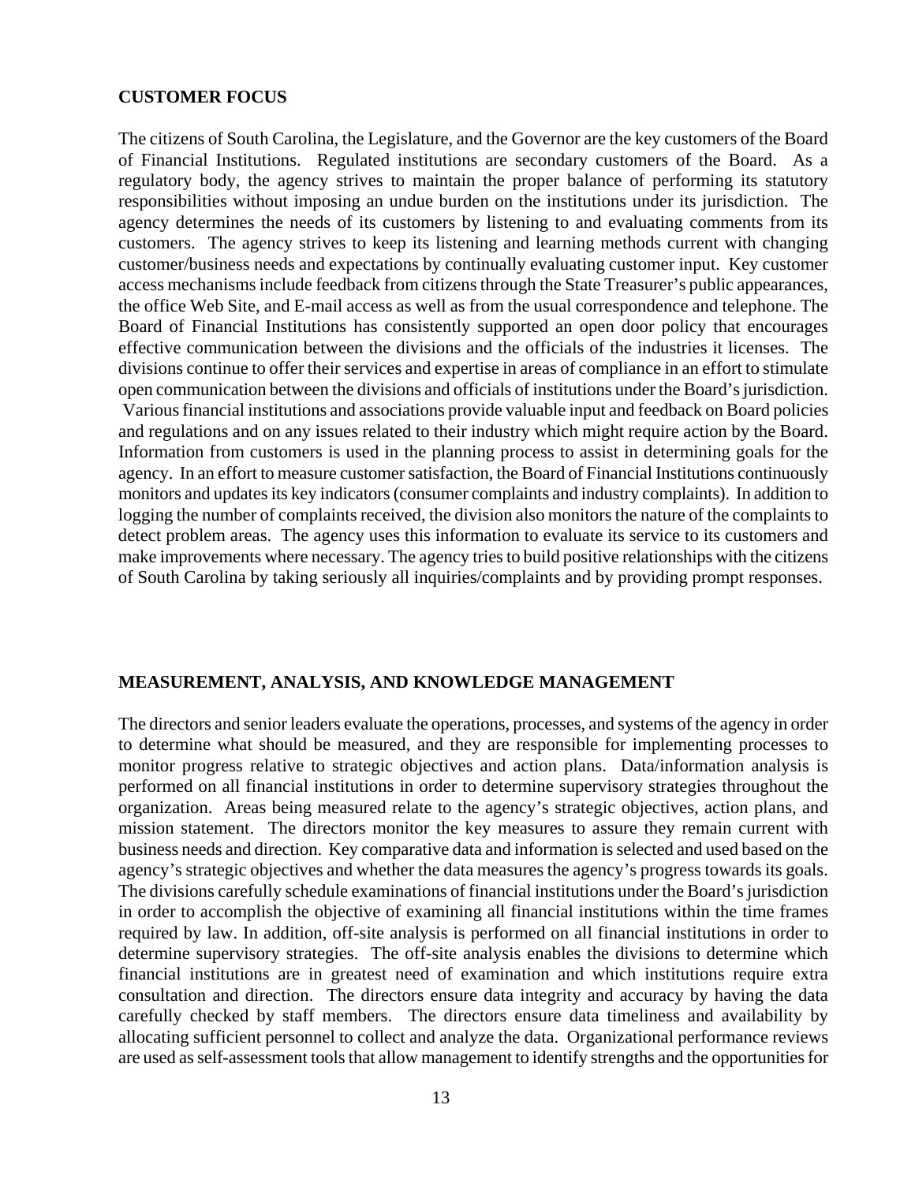## CUSTOMER FOCUS

The citizens of South Carolina, the Legislature, and the Governor are the key customers of the Board of Financial Institutions. Regulated institutions are secondary customers of the Board. As a regulatory body, the agency strives to maintain the proper balance of performing its statutory responsibilities without imposing an undue burden on the institutions under its jurisdiction. The agency determines the needs of its customers by listening to and evaluating comments from its customers. The agency strives to keep its listening and learning methods current with changing customer/business needs and expectations by continually evaluating customer input. Key customer access mechanisms include feedback from citizens through the State Treasurer's public appearances, the office Web Site, and E-mail access as well as from the usual correspondence and telephone. The Board of Financial Institutions has consistently supported an open door policy that encourages effective communication between the divisions and the officials of the industries it licenses. The divisions continue to offer their services and expertise in areas of compliance in an effort to stimulate open communication between the divisions and officials of institutions under the Board's jurisdiction. Various financial institutions and associations provide valuable input and feedback on Board policies and regulations and on any issues related to their industry which might require action by the Board. Information from customers is used in the planning process to assist in determining goals for the agency. In an effort to measure customer satisfaction, the Board of Financial Institutions continuously monitors and updates its key indicators (consumer complaints and industry complaints). In addition to logging the number of complaints received, the division also monitors the nature of the complaints to detect problem areas. The agency uses this information to evaluate its service to its customers and make improvements where necessary. The agency tries to build positive relationships with the citizens of South Carolina by taking seriously all inquiries/complaints and by providing prompt responses.

## MEASUREMENT, ANALYSIS, AND KNOWLEDGE MANAGEMENT

The directors and senior leaders evaluate the operations, processes, and systems of the agency in order to determine what should be measured, and they are responsible for implementing processes to monitor progress relative to strategic objectives and action plans. Data/information analysis is performed on all financial institutions in order to determine supervisory strategies throughout the organization. Areas being measured relate to the agency's strategic objectives, action plans, and mission statement. The directors monitor the key measures to assure they remain current with business needs and direction. Key comparative data and information is selected and used based on the agency's strategic objectives and whether the data measures the agency's progress towards its goals. The divisions carefully schedule examinations of financial institutions under the Board's jurisdiction in order to accomplish the objective of examining all financial institutions within the time frames required by law. In addition, off-site analysis is performed on all financial institutions in order to determine supervisory strategies. The off-site analysis enables the divisions to determine which financial institutions are in greatest need of examination and which institutions require extra consultation and direction. The directors ensure data integrity and accuracy by having the data carefully checked by staff members. The directors ensure data timeliness and availability by allocating sufficient personnel to collect and analyze the data. Organizational performance reviews are used as self-assessment tools that allow management to identify strengths and the opportunities for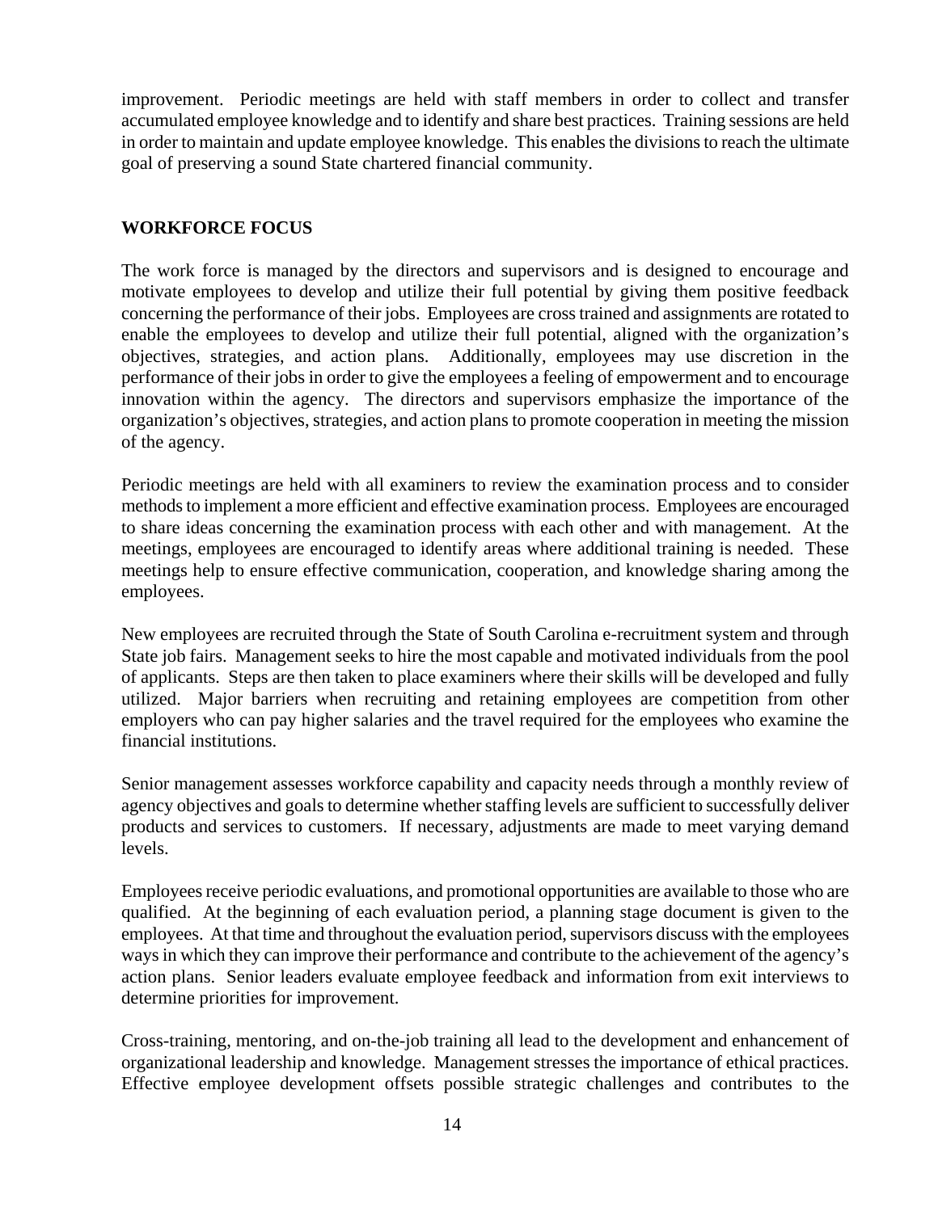improvement. Periodic meetings are held with staff members in order to collect and transfer accumulated employee knowledge and to identify and share best practices. Training sessions are held in order to maintain and update employee knowledge. This enables the divisions to reach the ultimate goal of preserving a sound State chartered financial community.

## WORKFORCE FOCUS

The work force is managed by the directors and supervisors and is designed to encourage and motivate employees to develop and utilize their full potential by giving them positive feedback concerning the performance of their jobs. Employees are cross trained and assignments are rotated to enable the employees to develop and utilize their full potential, aligned with the organization's objectives, strategies, and action plans. Additionally, employees may use discretion in the performance of their jobs in order to give the employees a feeling of empowerment and to encourage innovation within the agency. The directors and supervisors emphasize the importance of the organization's objectives, strategies, and action plans to promote cooperation in meeting the mission of the agency.

Periodic meetings are held with all examiners to review the examination process and to consider methods to implement a more efficient and effective examination process. Employees are encouraged to share ideas concerning the examination process with each other and with management. At the meetings, employees are encouraged to identify areas where additional training is needed. These meetings help to ensure effective communication, cooperation, and knowledge sharing among the employees.

New employees are recruited through the State of South Carolina e-recruitment system and through State job fairs. Management seeks to hire the most capable and motivated individuals from the pool of applicants. Steps are then taken to place examiners where their skills will be developed and fully utilized. Major barriers when recruiting and retaining employees are competition from other employers who can pay higher salaries and the travel required for the employees who examine the financial institutions.

Senior management assesses workforce capability and capacity needs through a monthly review of agency objectives and goals to determine whether staffing levels are sufficient to successfully deliver products and services to customers. If necessary, adjustments are made to meet varying demand levels.

Employees receive periodic evaluations, and promotional opportunities are available to those who are qualified. At the beginning of each evaluation period, a planning stage document is given to the employees. At that time and throughout the evaluation period, supervisors discuss with the employees ways in which they can improve their performance and contribute to the achievement of the agency's action plans. Senior leaders evaluate employee feedback and information from exit interviews to determine priorities for improvement.

Cross-training, mentoring, and on-the-job training all lead to the development and enhancement of organizational leadership and knowledge. Management stresses the importance of ethical practices. Effective employee development offsets possible strategic challenges and contributes to the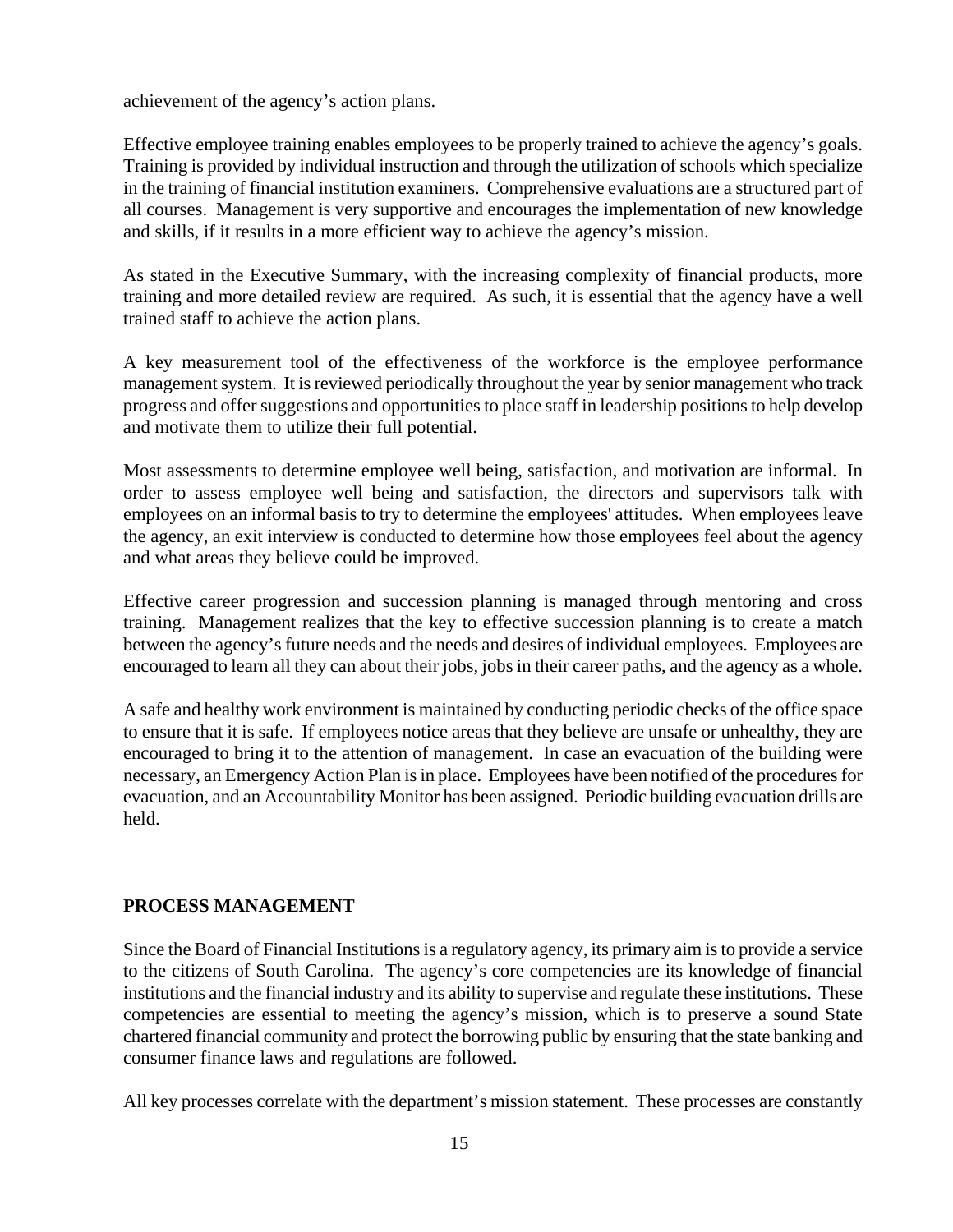achievement of the agency's action plans.

Effective employee training enables employees to be properly trained to achieve the agency's goals. Training is provided by individual instruction and through the utilization of schools which specialize in the training of financial institution examiners. Comprehensive evaluations are a structured part of all courses. Management is very supportive and encourages the implementation of new knowledge and skills, if it results in a more efficient way to achieve the agency's mission.

As stated in the Executive Summary, with the increasing complexity of financial products, more training and more detailed review are required. As such, it is essential that the agency have a well trained staff to achieve the action plans.

A key measurement tool of the effectiveness of the workforce is the employee performance management system. It is reviewed periodically throughout the year by senior management who track progress and offer suggestions and opportunities to place staff in leadership positions to help develop and motivate them to utilize their full potential.

Most assessments to determine employee well being, satisfaction, and motivation are informal. In order to assess employee well being and satisfaction, the directors and supervisors talk with employees on an informal basis to try to determine the employees' attitudes. When employees leave the agency, an exit interview is conducted to determine how those employees feel about the agency and what areas they believe could be improved.

Effective career progression and succession planning is managed through mentoring and cross training. Management realizes that the key to effective succession planning is to create a match between the agency's future needs and the needs and desires of individual employees. Employees are encouraged to learn all they can about their jobs, jobs in their career paths, and the agency as a whole.

A safe and healthy work environment is maintained by conducting periodic checks of the office space to ensure that it is safe. If employees notice areas that they believe are unsafe or unhealthy, they are encouraged to bring it to the attention of management. In case an evacuation of the building were necessary, an Emergency Action Plan is in place. Employees have been notified of the procedures for evacuation, and an Accountability Monitor has been assigned. Periodic building evacuation drills are held.

## PROCESS MANAGEMENT

Since the Board of Financial Institutions is a regulatory agency, its primary aim is to provide a service to the citizens of South Carolina. The agency's core competencies are its knowledge of financial institutions and the financial industry and its ability to supervise and regulate these institutions. These competencies are essential to meeting the agency's mission, which is to preserve a sound State chartered financial community and protect the borrowing public by ensuring that the state banking and consumer finance laws and regulations are followed.

All key processes correlate with the department's mission statement. These processes are constantly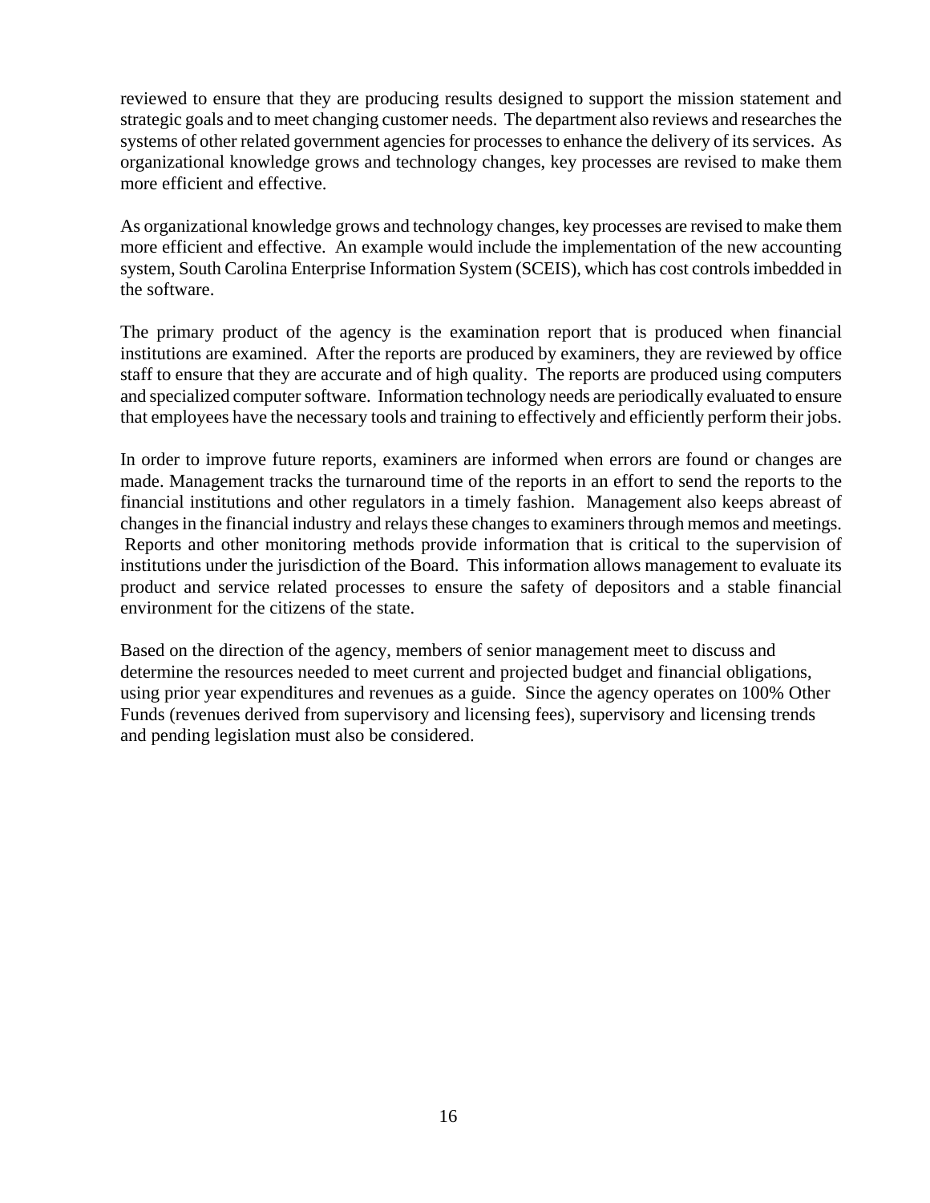reviewed to ensure that they are producing results designed to support the mission statement and strategic goals and to meet changing customer needs. The department also reviews and researches the systems of other related government agencies for processes to enhance the delivery of its services. As organizational knowledge grows and technology changes, key processes are revised to make them more efficient and effective.

As organizational knowledge grows and technology changes, key processes are revised to make them more efficient and effective. An example would include the implementation of the new accounting system, South Carolina Enterprise Information System (SCEIS), which has cost controls imbedded in the software.

The primary product of the agency is the examination report that is produced when financial institutions are examined. After the reports are produced by examiners, they are reviewed by office staff to ensure that they are accurate and of high quality. The reports are produced using computers and specialized computer software. Information technology needs are periodically evaluated to ensure that employees have the necessary tools and training to effectively and efficiently perform their jobs.

In order to improve future reports, examiners are informed when errors are found or changes are made. Management tracks the turnaround time of the reports in an effort to send the reports to the financial institutions and other regulators in a timely fashion. Management also keeps abreast of changes in the financial industry and relays these changes to examiners through memos and meetings. Reports and other monitoring methods provide information that is critical to the supervision of institutions under the jurisdiction of the Board. This information allows management to evaluate its product and service related processes to ensure the safety of depositors and a stable financial environment for the citizens of the state.

Based on the direction of the agency, members of senior management meet to discuss and determine the resources needed to meet current and projected budget and financial obligations, using prior year expenditures and revenues as a guide. Since the agency operates on 100% Other Funds (revenues derived from supervisory and licensing fees), supervisory and licensing trends and pending legislation must also be considered.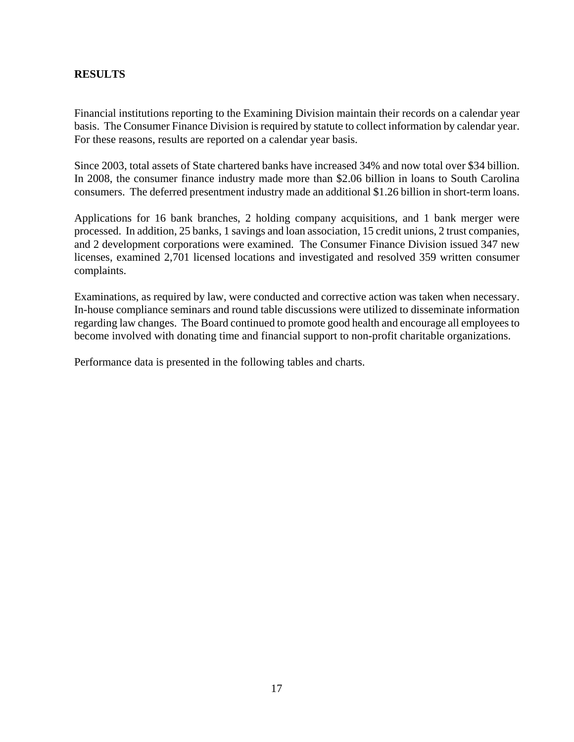## RESULTS

Financial institutions reporting to the Examining Division maintain their records on a calendar year basis. The Consumer Finance Division is required by statute to collect information by calendar year. For these reasons, results are reported on a calendar year basis.

Since 2003, total assets of State chartered banks have increased 34% and now total over $34 billion. In 2008, the consumer finance industry made more than $2.06 billion in loans to South Carolina consumers. The deferred presentment industry made an additional $1.26 billion in short-term loans.

Applications for 16 bank branches, 2 holding company acquisitions, and 1 bank merger were processed. In addition, 25 banks, 1 savings and loan association, 15 credit unions, 2 trust companies, and 2 development corporations were examined. The Consumer Finance Division issued 347 new licenses, examined 2,701 licensed locations and investigated and resolved 359 written consumer complaints.

Examinations, as required by law, were conducted and corrective action was taken when necessary. In-house compliance seminars and round table discussions were utilized to disseminate information regarding law changes. The Board continued to promote good health and encourage all employees to become involved with donating time and financial support to non-profit charitable organizations.

Performance data is presented in the following tables and charts.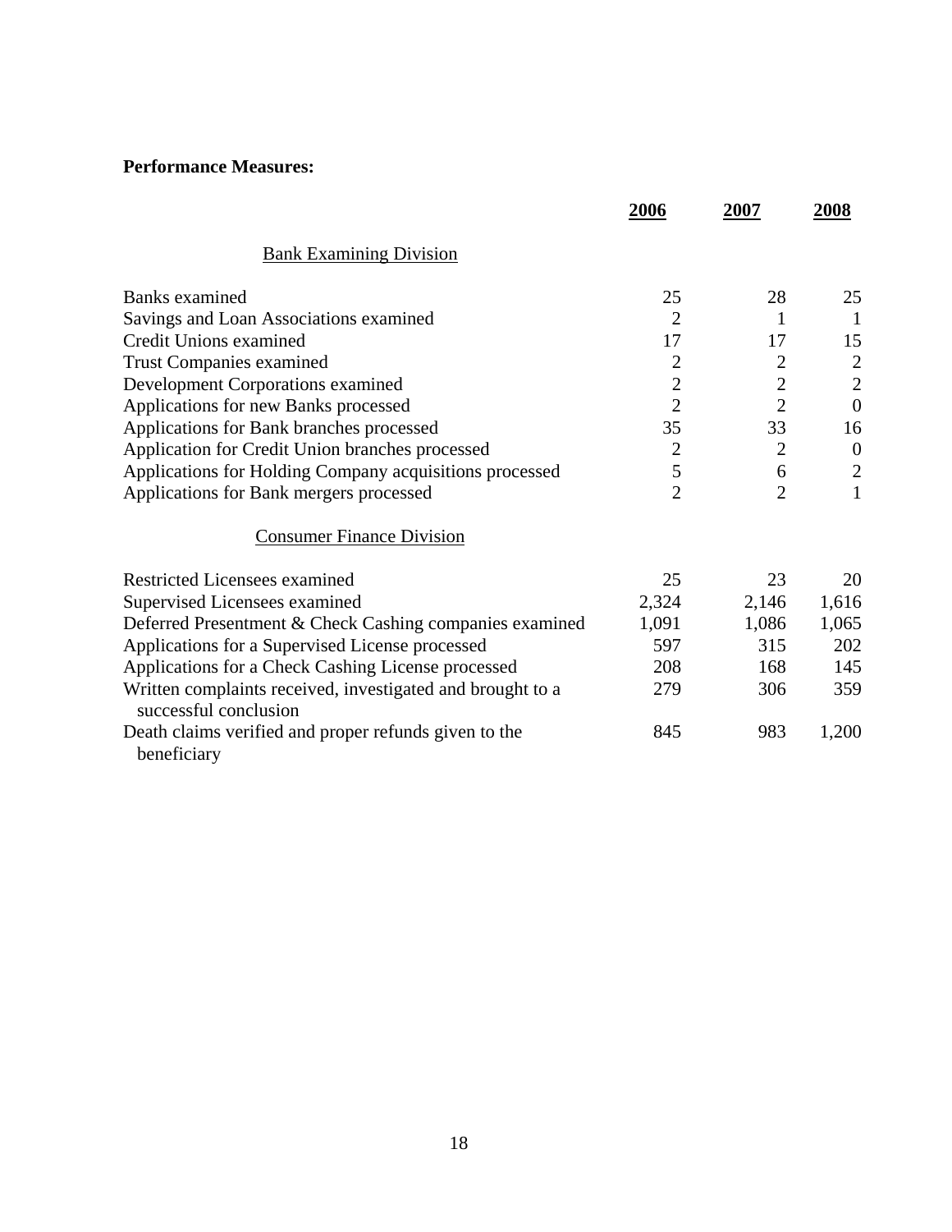**Performance Measures:**

| | 2006 | 2007 | 2008 |
|---|---|---|---|
| Bank Examining Division | | | |
| Banks examined | 25 | 28 | 25 |
| Savings and Loan Associations examined | 2 | 1 | 1 |
| Credit Unions examined | 17 | 17 | 15 |
| Trust Companies examined | 2 | 2 | 2 |
| Development Corporations examined | 2 | 2 | 2 |
| Applications for new Banks processed | 2 | 2 | 0 |
| Applications for Bank branches processed | 35 | 33 | 16 |
| Application for Credit Union branches processed | 2 | 2 | 0 |
| Applications for Holding Company acquisitions processed | 5 | 6 | 2 |
| Applications for Bank mergers processed | 2 | 2 | 1 |
| Consumer Finance Division | | | |
| Restricted Licensees examined | 25 | 23 | 20 |
| Supervised Licensees examined | 2,324 | 2,146 | 1,616 |
| Deferred Presentment & Check Cashing companies examined | 1,091 | 1,086 | 1,065 |
| Applications for a Supervised License processed | 597 | 315 | 202 |
| Applications for a Check Cashing License processed | 208 | 168 | 145 |
| Written complaints received, investigated and brought to a successful conclusion | 279 | 306 | 359 |
| Death claims verified and proper refunds given to the beneficiary | 845 | 983 | 1,200 |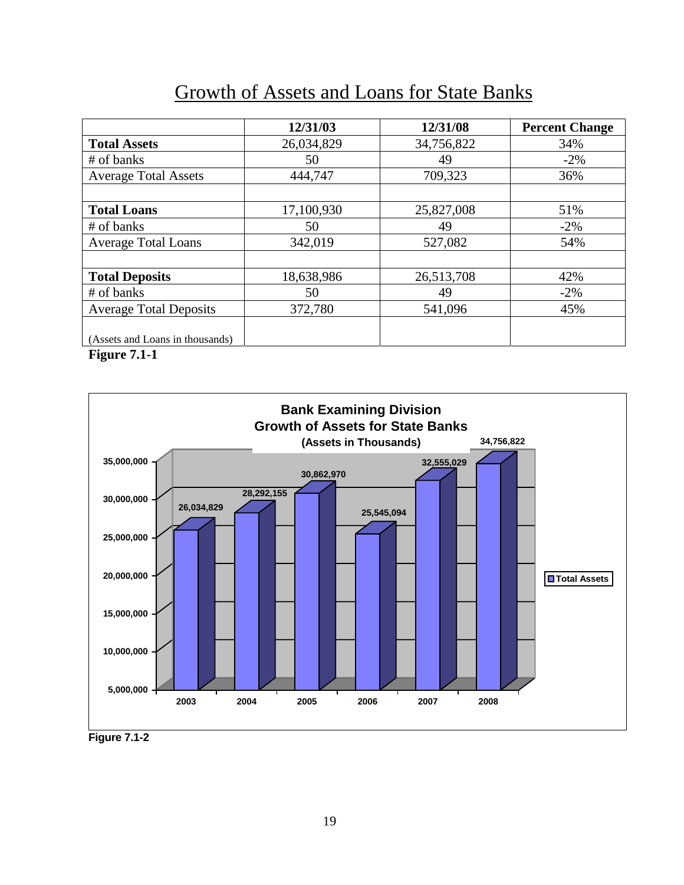# Growth of Assets and Loans for State Banks

| | 12/31/03 | 12/31/08 | Percent Change |
|---|---|---|---|
| **Total Assets** | 26,034,829 | 34,756,822 | 34% |
| # of banks | 50 | 49 | -2% |
| Average Total Assets | 444,747 | 709,323 | 36% |
| | | | |
| **Total Loans** | 17,100,930 | 25,827,008 | 51% |
| # of banks | 50 | 49 | -2% |
| Average Total Loans | 342,019 | 527,082 | 54% |
| | | | |
| **Total Deposits** | 18,638,986 | 26,513,708 | 42% |
| # of banks | 50 | 49 | -2% |
| Average Total Deposits | 372,780 | 541,096 | 45% |
| (Assets and Loans in thousands) | | | |

**Figure 7.1-1**

**Bank Examining Division**
**Growth of Assets for State Banks**
**(Assets in Thousands)**

| Year | Total Assets |
|---|---|
| 2003 | 26,034,829 |
| 2004 | 28,292,155 |
| 2005 | 30,862,970 |
| 2006 | 25,545,094 |
| 2007 | 32,555,029 |
| 2008 | 34,756,822 |

**Figure 7.1-2**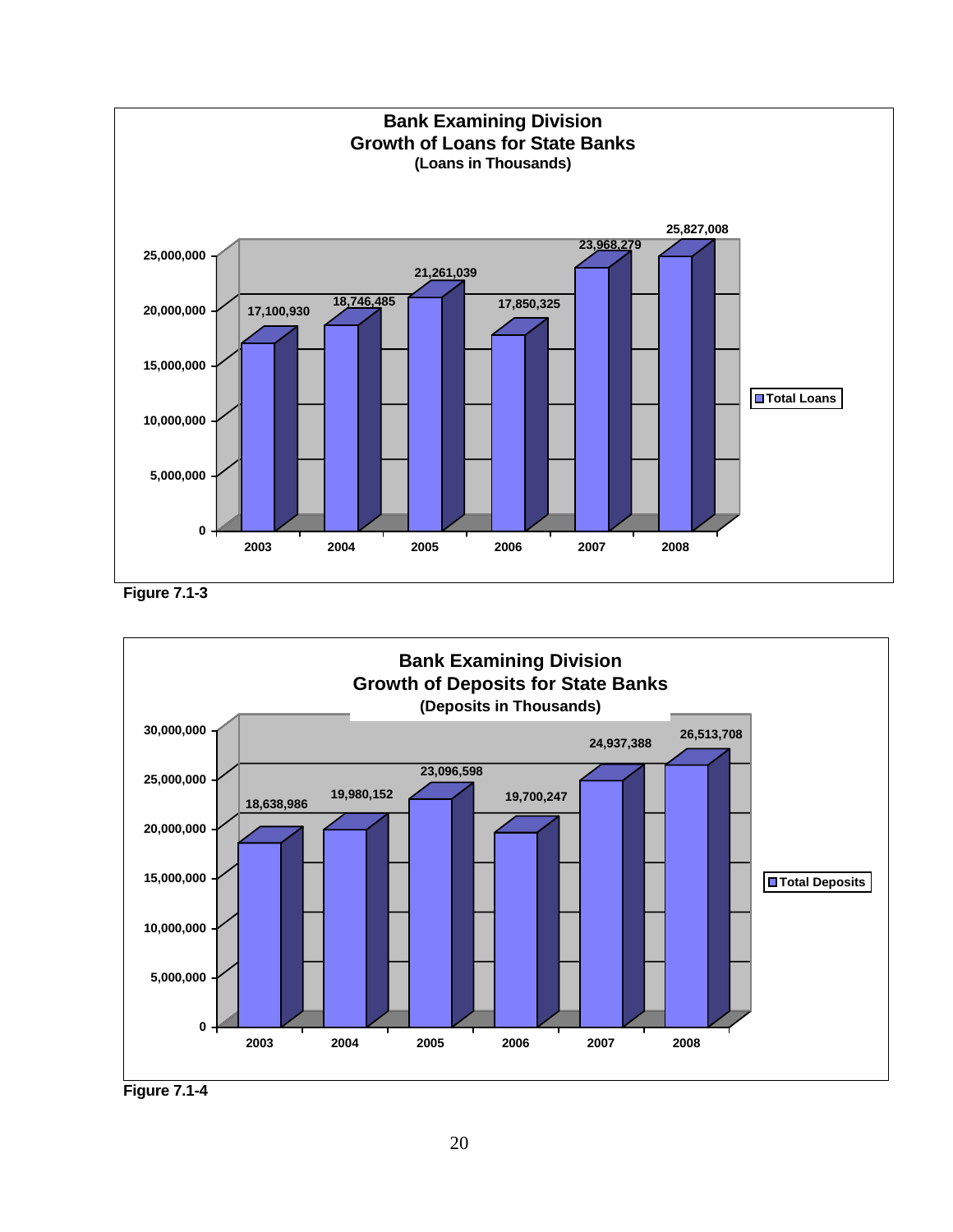**Bank Examining Division**
**Growth of Loans for State Banks**
**(Loans in Thousands)**

| Year | Total Loans |
|---|---|
| 2003 | 17,100,930 |
| 2004 | 18,746,485 |
| 2005 | 21,261,039 |
| 2006 | 17,850,325 |
| 2007 | 23,968,279 |
| 2008 | 25,827,008 |

**Figure 7.1-3**

**Bank Examining Division**
**Growth of Deposits for State Banks**
**(Deposits in Thousands)**

| Year | Total Deposits |
|---|---|
| 2003 | 18,638,986 |
| 2004 | 19,980,152 |
| 2005 | 23,096,598 |
| 2006 | 19,700,247 |
| 2007 | 24,937,388 |
| 2008 | 26,513,708 |

**Figure 7.1-4**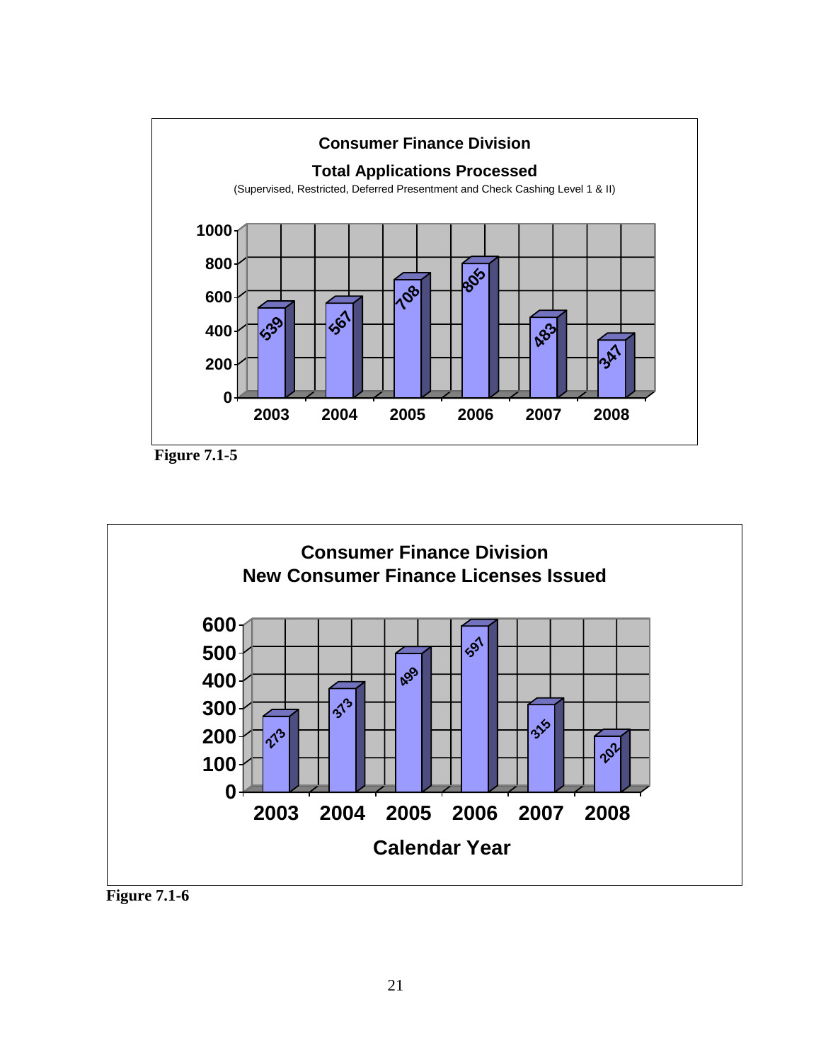**Consumer Finance Division**

**Total Applications Processed**

(Supervised, Restricted, Deferred Presentment and Check Cashing Level 1 & II)

| Year | Applications |
|---|---|
| 2003 | 539 |
| 2004 | 567 |
| 2005 | 708 |
| 2006 | 805 |
| 2007 | 483 |
| 2008 | 347 |

**Figure 7.1-5**

**Consumer Finance Division**
**New Consumer Finance Licenses Issued**

| Calendar Year | Licenses Issued |
|---|---|
| 2003 | 273 |
| 2004 | 373 |
| 2005 | 499 |
| 2006 | 597 |
| 2007 | 315 |
| 2008 | 202 |

**Figure 7.1-6**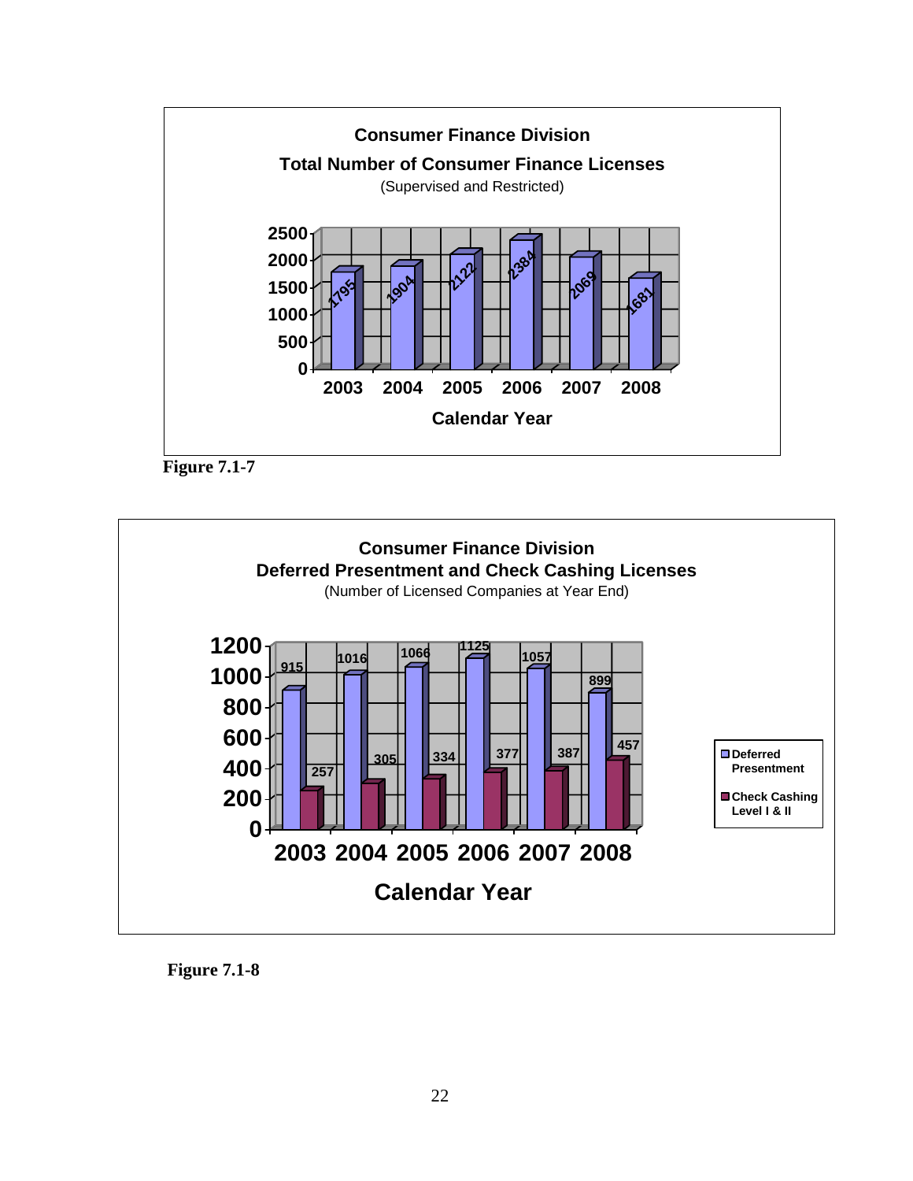**Consumer Finance Division**

**Total Number of Consumer Finance Licenses**

(Supervised and Restricted)

| Calendar Year | Licenses |
| --- | --- |
| 2003 | 1795 |
| 2004 | 1904 |
| 2005 | 2122 |
| 2006 | 2384 |
| 2007 | 2069 |
| 2008 | 1681 |

**Figure 7.1-7**

**Consumer Finance Division**

**Deferred Presentment and Check Cashing Licenses**

(Number of Licensed Companies at Year End)

| Calendar Year | Deferred Presentment | Check Cashing Level I & II |
| --- | --- | --- |
| 2003 | 915 | 257 |
| 2004 | 1016 | 305 |
| 2005 | 1066 | 334 |
| 2006 | 1125 | 377 |
| 2007 | 1057 | 387 |
| 2008 | 899 | 457 |

**Figure 7.1-8**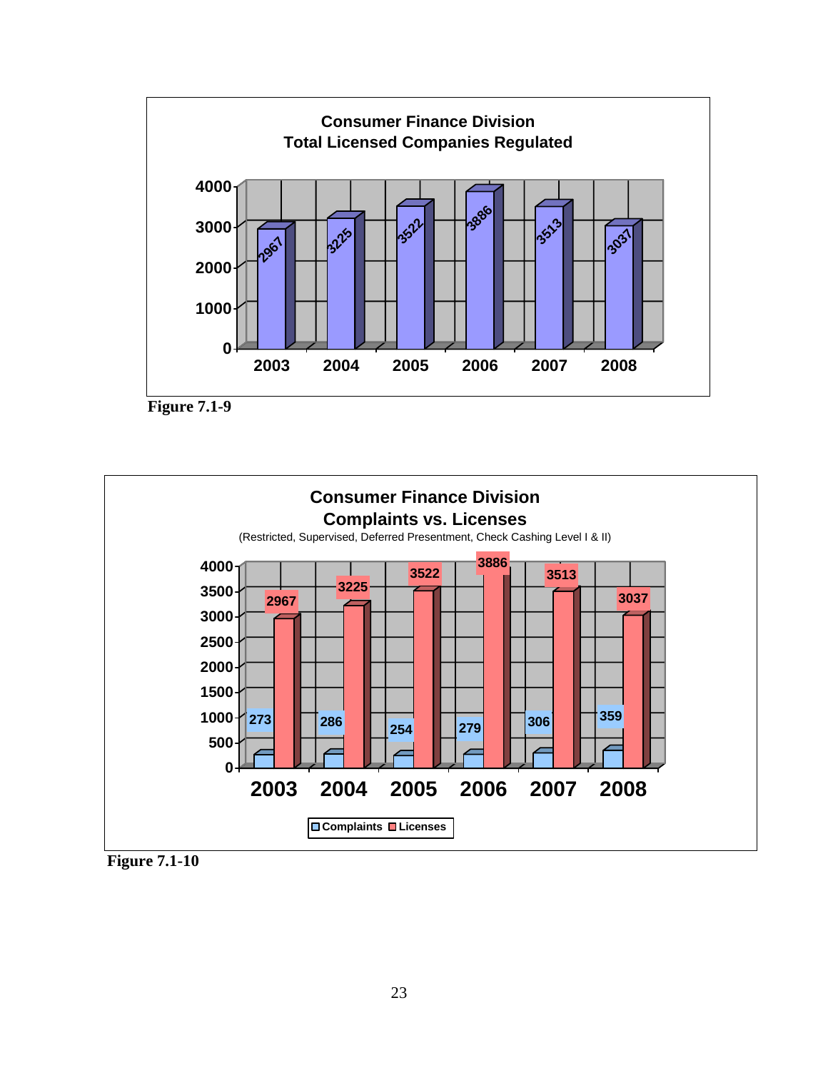**Consumer Finance Division**
**Total Licensed Companies Regulated**

| Year | Licensed Companies |
|---|---|
| 2003 | 2967 |
| 2004 | 3225 |
| 2005 | 3522 |
| 2006 | 3886 |
| 2007 | 3513 |
| 2008 | 3037 |

**Figure 7.1-9**

**Consumer Finance Division**
**Complaints vs. Licenses**
(Restricted, Supervised, Deferred Presentment, Check Cashing Level I & II)

| Year | Complaints | Licenses |
|---|---|---|
| 2003 | 273 | 2967 |
| 2004 | 286 | 3225 |
| 2005 | 254 | 3522 |
| 2006 | 279 | 3886 |
| 2007 | 306 | 3513 |
| 2008 | 359 | 3037 |

**Figure 7.1-10**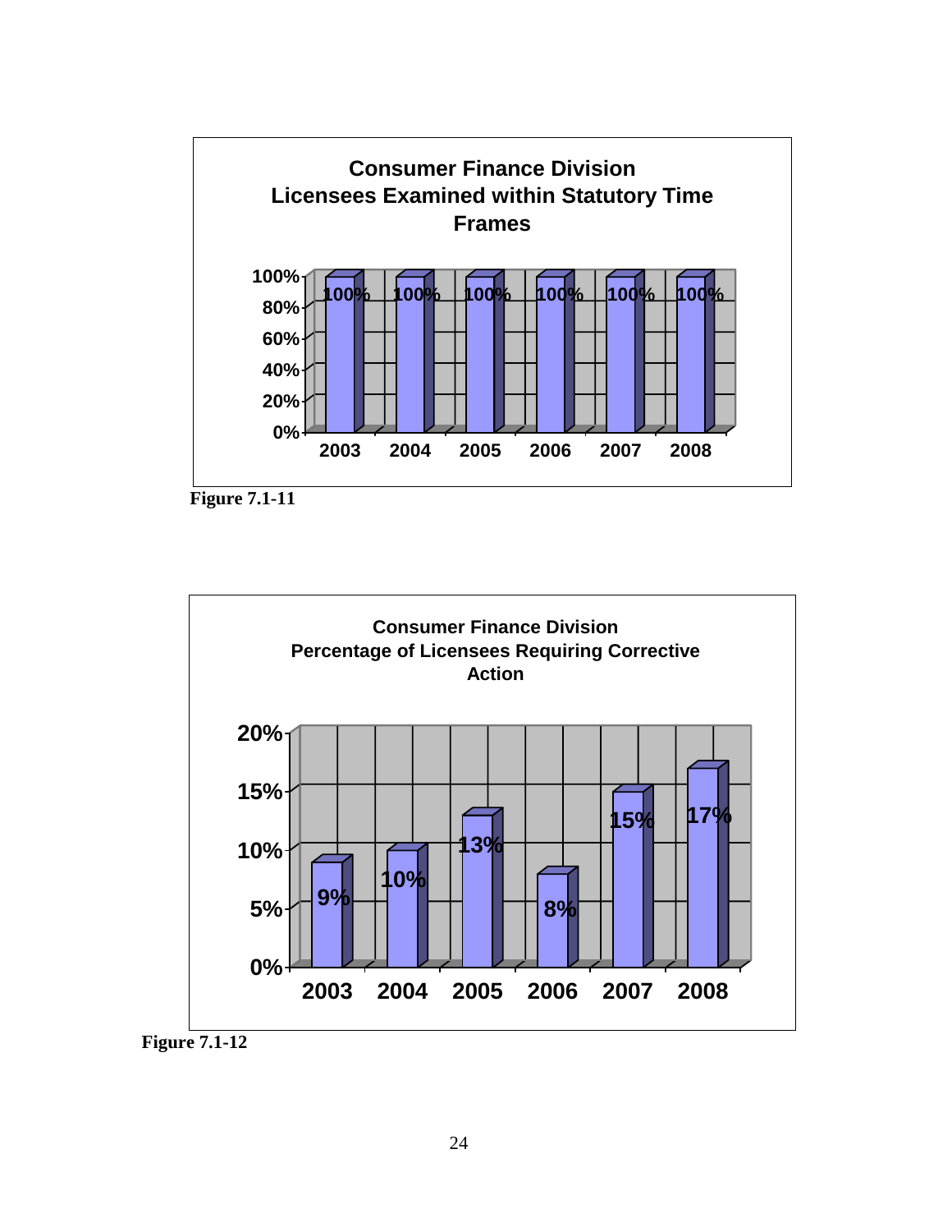**Consumer Finance Division**
**Licensees Examined within Statutory Time Frames**

| Year | Percentage |
| --- | --- |
| 2003 | 100% |
| 2004 | 100% |
| 2005 | 100% |
| 2006 | 100% |
| 2007 | 100% |
| 2008 | 100% |

**Figure 7.1-11**

**Consumer Finance Division**
**Percentage of Licensees Requiring Corrective Action**

| Year | Percentage |
| --- | --- |
| 2003 | 9% |
| 2004 | 10% |
| 2005 | 13% |
| 2006 | 8% |
| 2007 | 15% |
| 2008 | 17% |

**Figure 7.1-12**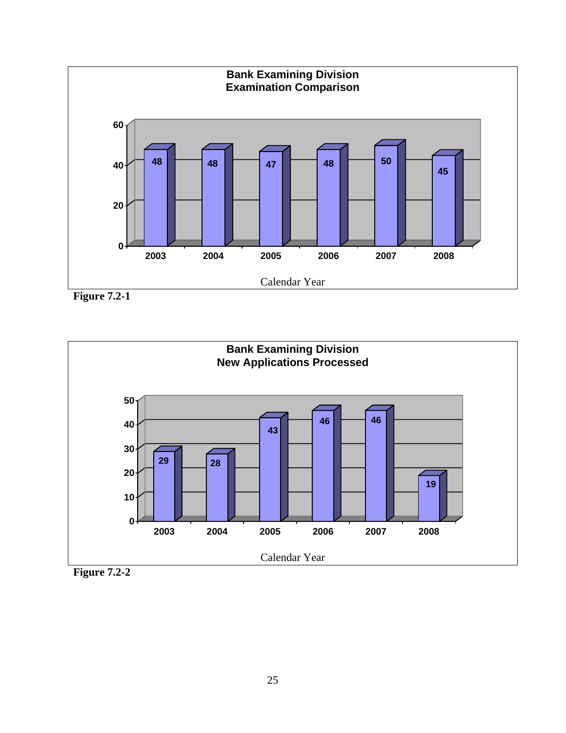**Bank Examining Division**
**Examination Comparison**

| Calendar Year | 2003 | 2004 | 2005 | 2006 | 2007 | 2008 |
|---|---|---|---|---|---|---|
| Examinations | 48 | 48 | 47 | 48 | 50 | 45 |

**Figure 7.2-1**

**Bank Examining Division**
**New Applications Processed**

| Calendar Year | 2003 | 2004 | 2005 | 2006 | 2007 | 2008 |
|---|---|---|---|---|---|---|
| New Applications Processed | 29 | 28 | 43 | 46 | 46 | 19 |

**Figure 7.2-2**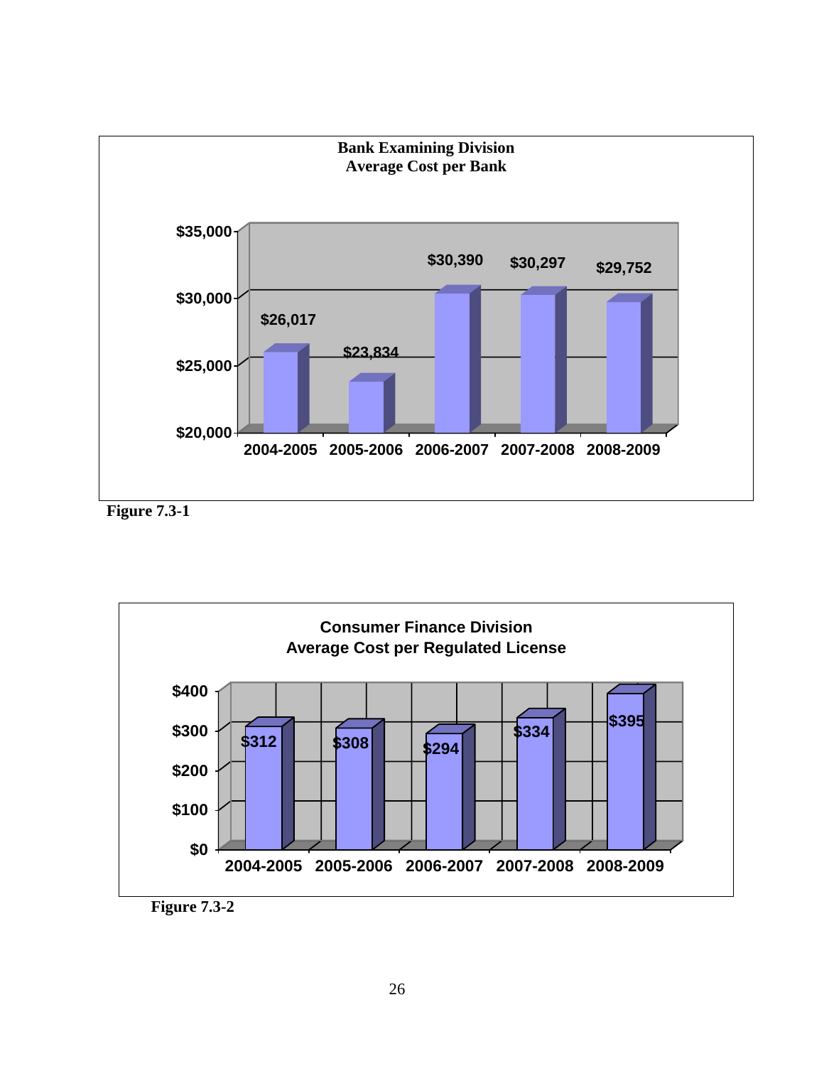**Bank Examining Division**
**Average Cost per Bank**

| Year | Average Cost per Bank |
| --- | --- |
| 2004-2005 | $26,017 |
| 2005-2006 | $23,834 |
| 2006-2007 | $30,390 |
| 2007-2008 | $30,297 |
| 2008-2009 | $29,752 |

**Figure 7.3-1**

**Consumer Finance Division**
**Average Cost per Regulated License**

| Year | Average Cost per Regulated License |
| --- | --- |
| 2004-2005 | $312 |
| 2005-2006 | $308 |
| 2006-2007 | $294 |
| 2007-2008 | $334 |
| 2008-2009 | $395 |

**Figure 7.3-2**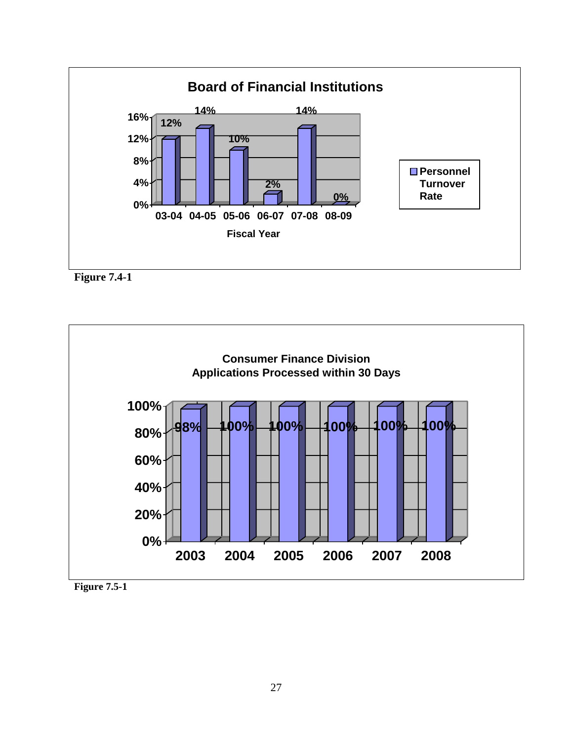**Board of Financial Institutions**

| Fiscal Year | Personnel Turnover Rate |
|---|---|
| 03-04 | 12% |
| 04-05 | 14% |
| 05-06 | 10% |
| 06-07 | 2% |
| 07-08 | 14% |
| 08-09 | 0% |

**Figure 7.4-1**

**Consumer Finance Division**
**Applications Processed within 30 Days**

| Year | Applications Processed within 30 Days |
|---|---|
| 2003 | 98% |
| 2004 | 100% |
| 2005 | 100% |
| 2006 | 100% |
| 2007 | 100% |
| 2008 | 100% |

**Figure 7.5-1**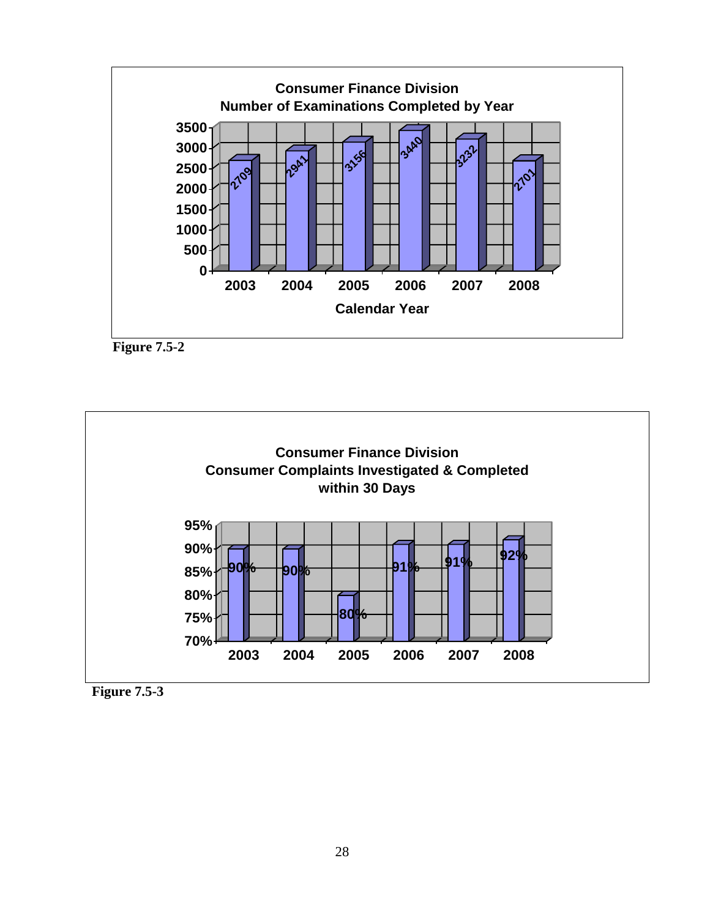**Consumer Finance Division**
**Number of Examinations Completed by Year**

| Calendar Year | Number of Examinations |
|---|---|
| 2003 | 2709 |
| 2004 | 2941 |
| 2005 | 3156 |
| 2006 | 3440 |
| 2007 | 3232 |
| 2008 | 2701 |

**Figure 7.5-2**

**Consumer Finance Division**
**Consumer Complaints Investigated & Completed within 30 Days**

| Year | Percent |
|---|---|
| 2003 | 90% |
| 2004 | 90% |
| 2005 | 80% |
| 2006 | 91% |
| 2007 | 91% |
| 2008 | 92% |

**Figure 7.5-3**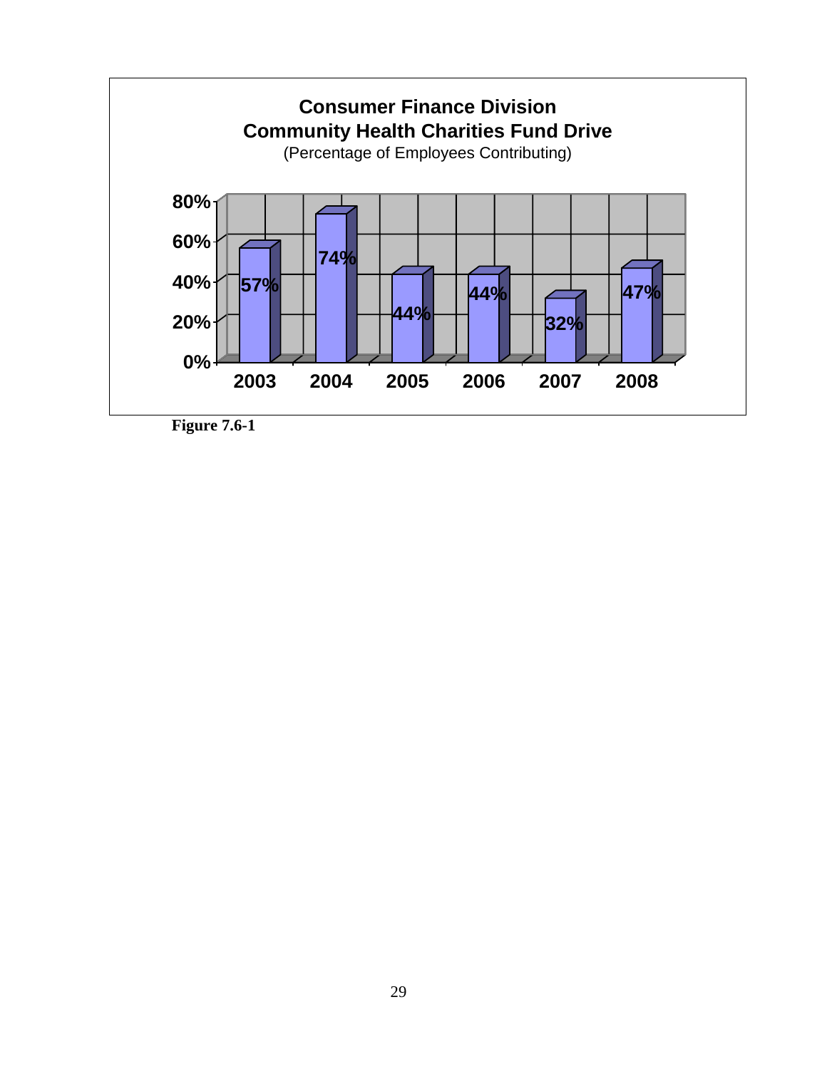Consumer Finance Division
Community Health Charities Fund Drive
(Percentage of Employees Contributing)

80%
60%
40%
20%
0%

57%
74%
44%
44%
32%
47%

2003
2004
2005
2006
2007
2008

**Figure 7.6-1**